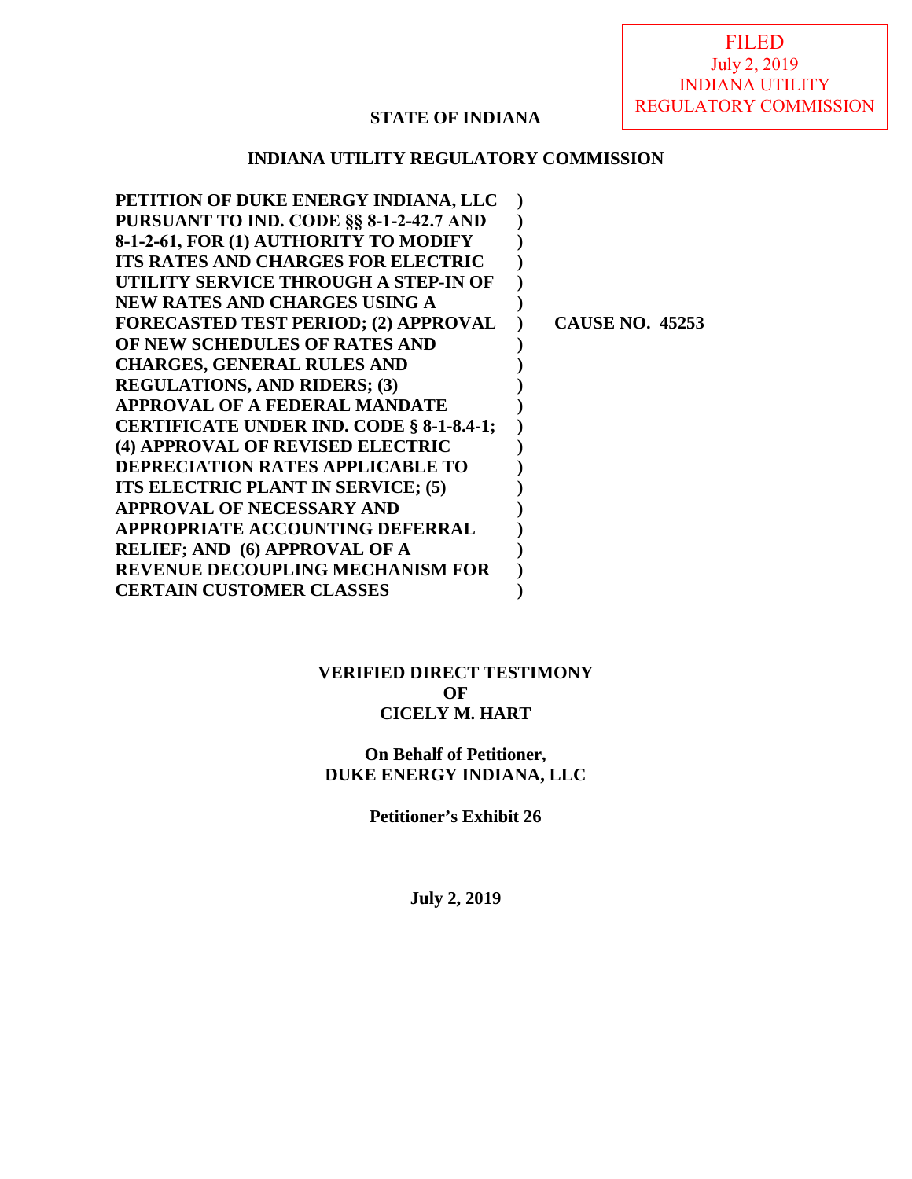FILED
July 2, 2019
INDIANA UTILITY
REGULATORY COMMISSION

**STATE OF INDIANA**

**INDIANA UTILITY REGULATORY COMMISSION**

| | | |
|---|---|---|
| **PETITION OF DUKE ENERGY INDIANA, LLC PURSUANT TO IND. CODE §§ 8-1-2-42.7 AND 8-1-2-61, FOR (1) AUTHORITY TO MODIFY ITS RATES AND CHARGES FOR ELECTRIC UTILITY SERVICE THROUGH A STEP-IN OF NEW RATES AND CHARGES USING A FORECASTED TEST PERIOD; (2) APPROVAL OF NEW SCHEDULES OF RATES AND CHARGES, GENERAL RULES AND REGULATIONS, AND RIDERS; (3) APPROVAL OF A FEDERAL MANDATE CERTIFICATE UNDER IND. CODE § 8-1-8.4-1; (4) APPROVAL OF REVISED ELECTRIC DEPRECIATION RATES APPLICABLE TO ITS ELECTRIC PLANT IN SERVICE; (5) APPROVAL OF NECESSARY AND APPROPRIATE ACCOUNTING DEFERRAL RELIEF; AND (6) APPROVAL OF A REVENUE DECOUPLING MECHANISM FOR CERTAIN CUSTOMER CLASSES** | **)** | **CAUSE NO. 45253** |

**VERIFIED DIRECT TESTIMONY**
**OF**
**CICELY M. HART**

**On Behalf of Petitioner,**
**DUKE ENERGY INDIANA, LLC**

**Petitioner's Exhibit 26**

**July 2, 2019**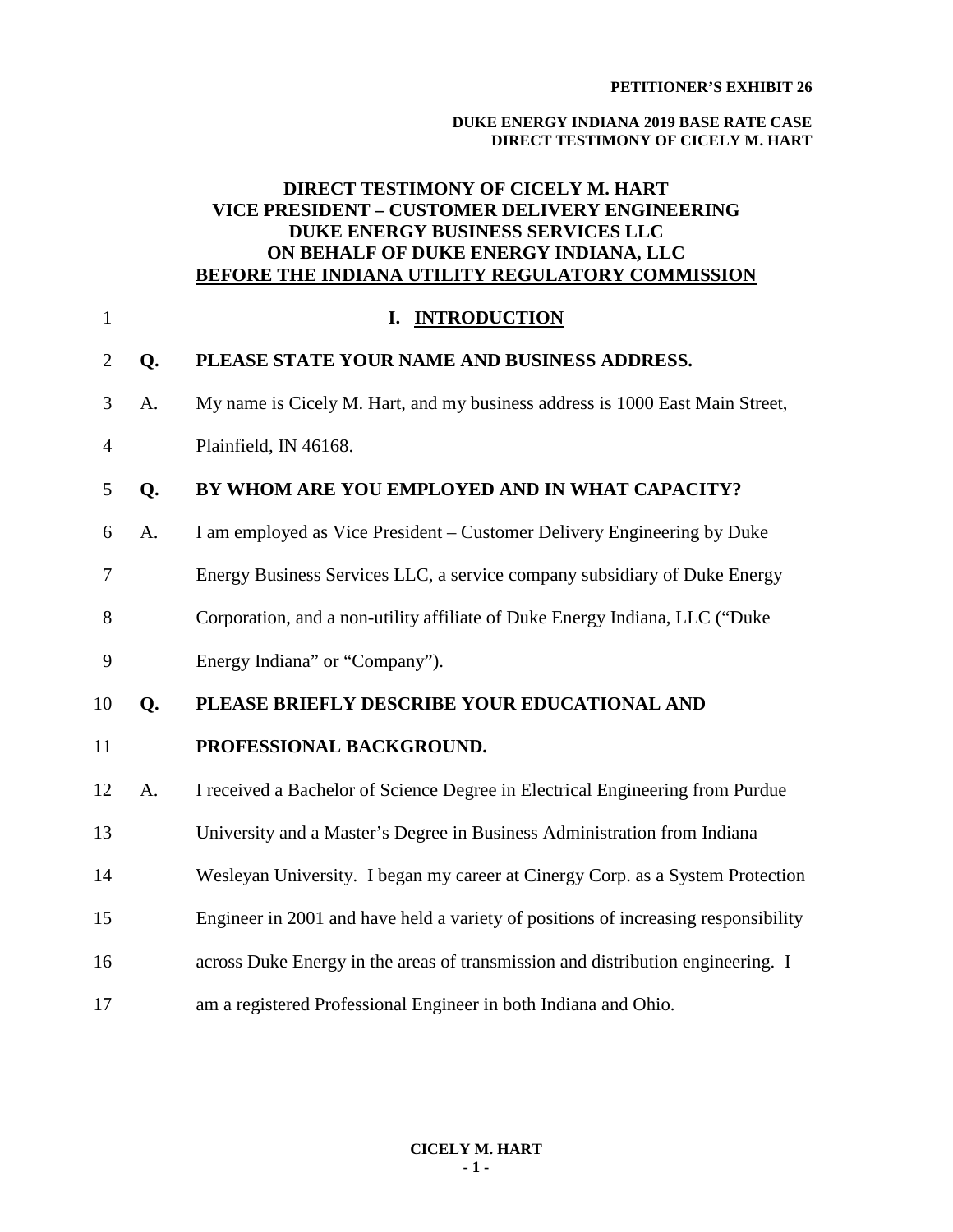**PETITIONER'S EXHIBIT 26**

**DUKE ENERGY INDIANA 2019 BASE RATE CASE**
**DIRECT TESTIMONY OF CICELY M. HART**

# DIRECT TESTIMONY OF CICELY M. HART
# VICE PRESIDENT – CUSTOMER DELIVERY ENGINEERING
# DUKE ENERGY BUSINESS SERVICES LLC
# ON BEHALF OF DUKE ENERGY INDIANA, LLC
# BEFORE THE INDIANA UTILITY REGULATORY COMMISSION

## I. INTRODUCTION

**Q. PLEASE STATE YOUR NAME AND BUSINESS ADDRESS.**

A. My name is Cicely M. Hart, and my business address is 1000 East Main Street, Plainfield, IN 46168.

**Q. BY WHOM ARE YOU EMPLOYED AND IN WHAT CAPACITY?**

A. I am employed as Vice President – Customer Delivery Engineering by Duke Energy Business Services LLC, a service company subsidiary of Duke Energy Corporation, and a non-utility affiliate of Duke Energy Indiana, LLC ("Duke Energy Indiana" or "Company").

**Q. PLEASE BRIEFLY DESCRIBE YOUR EDUCATIONAL AND PROFESSIONAL BACKGROUND.**

A. I received a Bachelor of Science Degree in Electrical Engineering from Purdue University and a Master's Degree in Business Administration from Indiana Wesleyan University. I began my career at Cinergy Corp. as a System Protection Engineer in 2001 and have held a variety of positions of increasing responsibility across Duke Energy in the areas of transmission and distribution engineering. I am a registered Professional Engineer in both Indiana and Ohio.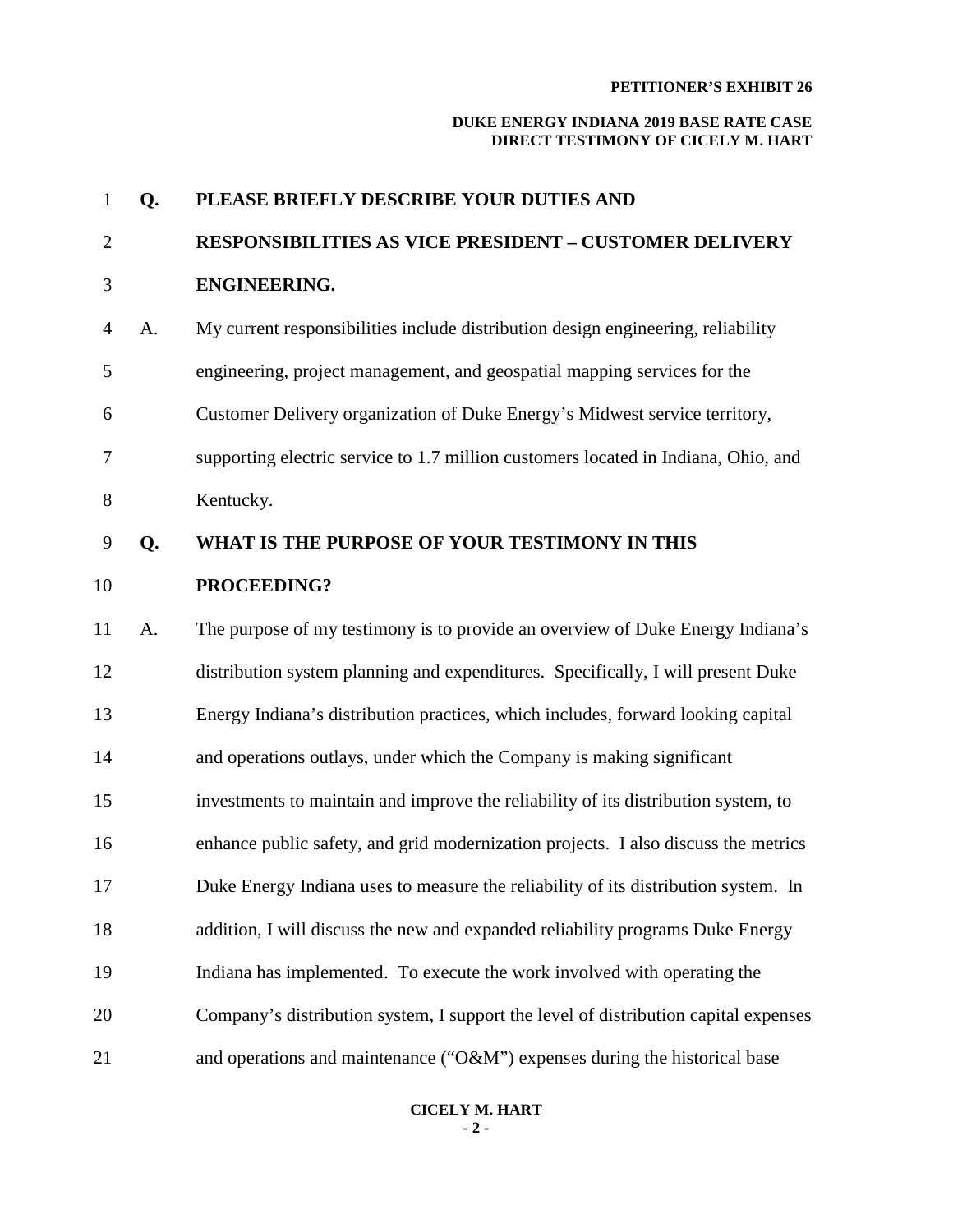**Q. PLEASE BRIEFLY DESCRIBE YOUR DUTIES AND RESPONSIBILITIES AS VICE PRESIDENT – CUSTOMER DELIVERY ENGINEERING.**

A. My current responsibilities include distribution design engineering, reliability engineering, project management, and geospatial mapping services for the Customer Delivery organization of Duke Energy's Midwest service territory, supporting electric service to 1.7 million customers located in Indiana, Ohio, and Kentucky.

**Q. WHAT IS THE PURPOSE OF YOUR TESTIMONY IN THIS PROCEEDING?**

A. The purpose of my testimony is to provide an overview of Duke Energy Indiana's distribution system planning and expenditures. Specifically, I will present Duke Energy Indiana's distribution practices, which includes, forward looking capital and operations outlays, under which the Company is making significant investments to maintain and improve the reliability of its distribution system, to enhance public safety, and grid modernization projects. I also discuss the metrics Duke Energy Indiana uses to measure the reliability of its distribution system. In addition, I will discuss the new and expanded reliability programs Duke Energy Indiana has implemented. To execute the work involved with operating the Company's distribution system, I support the level of distribution capital expenses and operations and maintenance ("O&M") expenses during the historical base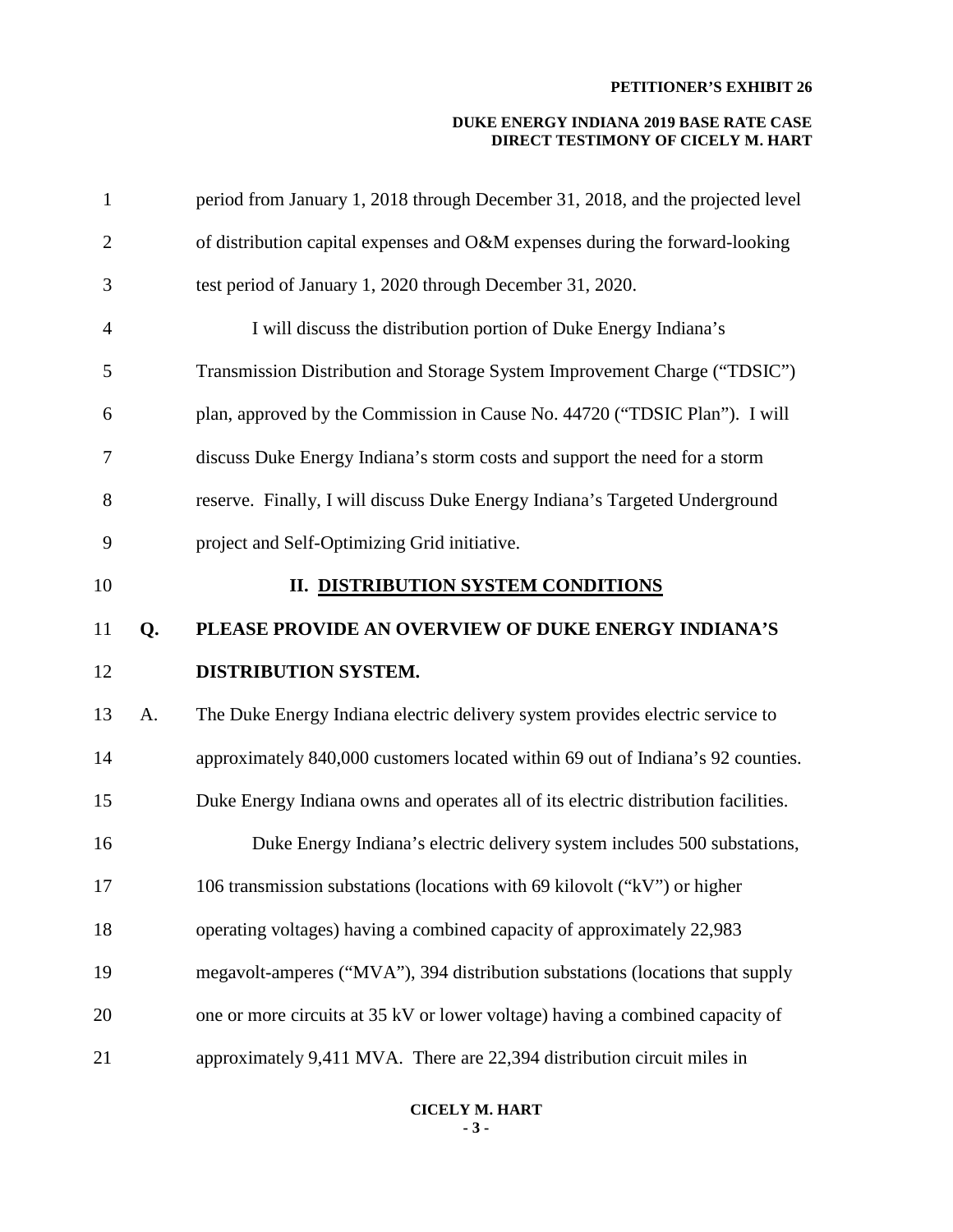period from January 1, 2018 through December 31, 2018, and the projected level of distribution capital expenses and O&M expenses during the forward-looking test period of January 1, 2020 through December 31, 2020.

I will discuss the distribution portion of Duke Energy Indiana's Transmission Distribution and Storage System Improvement Charge ("TDSIC") plan, approved by the Commission in Cause No. 44720 ("TDSIC Plan"). I will discuss Duke Energy Indiana's storm costs and support the need for a storm reserve. Finally, I will discuss Duke Energy Indiana's Targeted Underground project and Self-Optimizing Grid initiative.

## II. DISTRIBUTION SYSTEM CONDITIONS

**Q. PLEASE PROVIDE AN OVERVIEW OF DUKE ENERGY INDIANA'S DISTRIBUTION SYSTEM.**

A. The Duke Energy Indiana electric delivery system provides electric service to approximately 840,000 customers located within 69 out of Indiana's 92 counties. Duke Energy Indiana owns and operates all of its electric distribution facilities.

Duke Energy Indiana's electric delivery system includes 500 substations, 106 transmission substations (locations with 69 kilovolt ("kV") or higher operating voltages) having a combined capacity of approximately 22,983 megavolt-amperes ("MVA"), 394 distribution substations (locations that supply one or more circuits at 35 kV or lower voltage) having a combined capacity of approximately 9,411 MVA. There are 22,394 distribution circuit miles in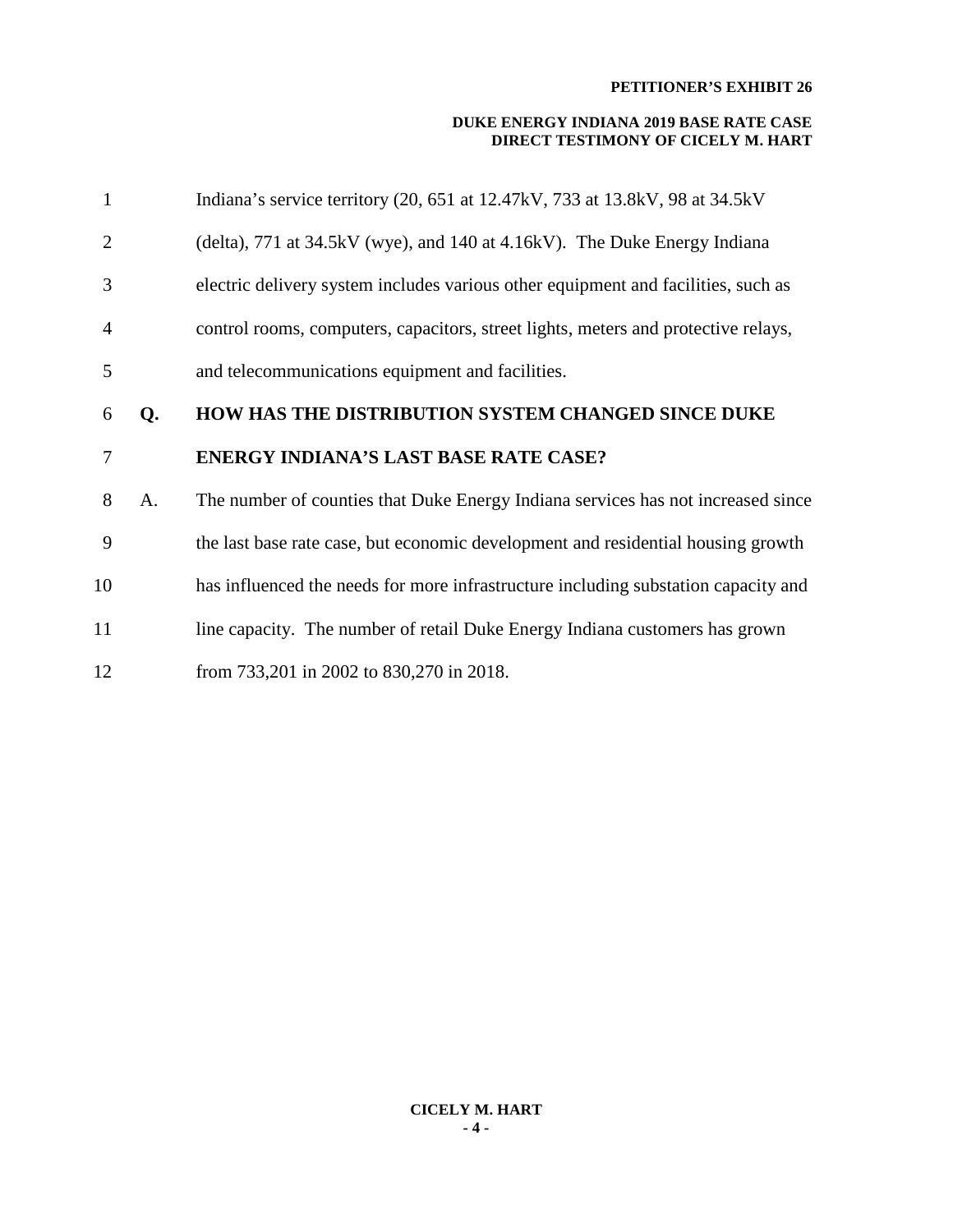Indiana's service territory (20, 651 at 12.47kV, 733 at 13.8kV, 98 at 34.5kV (delta), 771 at 34.5kV (wye), and 140 at 4.16kV). The Duke Energy Indiana electric delivery system includes various other equipment and facilities, such as control rooms, computers, capacitors, street lights, meters and protective relays, and telecommunications equipment and facilities.

**Q. HOW HAS THE DISTRIBUTION SYSTEM CHANGED SINCE DUKE ENERGY INDIANA'S LAST BASE RATE CASE?**

A. The number of counties that Duke Energy Indiana services has not increased since the last base rate case, but economic development and residential housing growth has influenced the needs for more infrastructure including substation capacity and line capacity. The number of retail Duke Energy Indiana customers has grown from 733,201 in 2002 to 830,270 in 2018.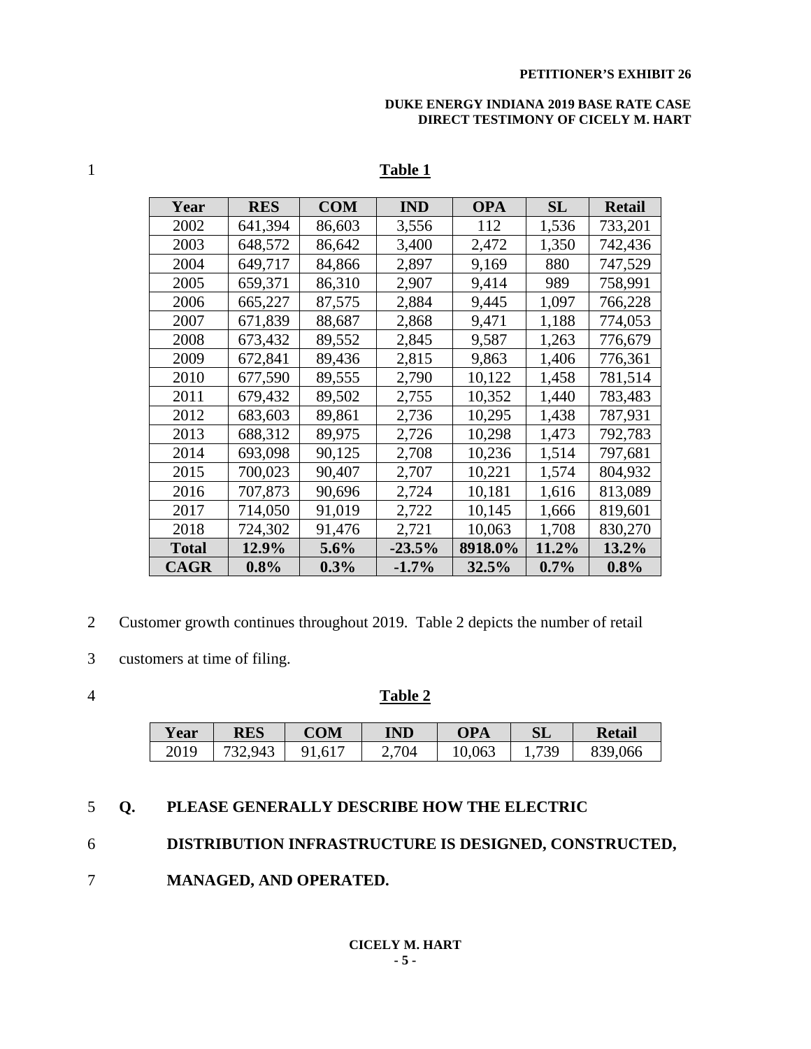**Table 1**

| Year | RES | COM | IND | OPA | SL | Retail |
|---|---|---|---|---|---|---|
| 2002 | 641,394 | 86,603 | 3,556 | 112 | 1,536 | 733,201 |
| 2003 | 648,572 | 86,642 | 3,400 | 2,472 | 1,350 | 742,436 |
| 2004 | 649,717 | 84,866 | 2,897 | 9,169 | 880 | 747,529 |
| 2005 | 659,371 | 86,310 | 2,907 | 9,414 | 989 | 758,991 |
| 2006 | 665,227 | 87,575 | 2,884 | 9,445 | 1,097 | 766,228 |
| 2007 | 671,839 | 88,687 | 2,868 | 9,471 | 1,188 | 774,053 |
| 2008 | 673,432 | 89,552 | 2,845 | 9,587 | 1,263 | 776,679 |
| 2009 | 672,841 | 89,436 | 2,815 | 9,863 | 1,406 | 776,361 |
| 2010 | 677,590 | 89,555 | 2,790 | 10,122 | 1,458 | 781,514 |
| 2011 | 679,432 | 89,502 | 2,755 | 10,352 | 1,440 | 783,483 |
| 2012 | 683,603 | 89,861 | 2,736 | 10,295 | 1,438 | 787,931 |
| 2013 | 688,312 | 89,975 | 2,726 | 10,298 | 1,473 | 792,783 |
| 2014 | 693,098 | 90,125 | 2,708 | 10,236 | 1,514 | 797,681 |
| 2015 | 700,023 | 90,407 | 2,707 | 10,221 | 1,574 | 804,932 |
| 2016 | 707,873 | 90,696 | 2,724 | 10,181 | 1,616 | 813,089 |
| 2017 | 714,050 | 91,019 | 2,722 | 10,145 | 1,666 | 819,601 |
| 2018 | 724,302 | 91,476 | 2,721 | 10,063 | 1,708 | 830,270 |
| **Total** | **12.9%** | **5.6%** | **-23.5%** | **8918.0%** | **11.2%** | **13.2%** |
| **CAGR** | **0.8%** | **0.3%** | **-1.7%** | **32.5%** | **0.7%** | **0.8%** |

Customer growth continues throughout 2019. Table 2 depicts the number of retail customers at time of filing.

**Table 2**

| Year | RES | COM | IND | OPA | SL | Retail |
|---|---|---|---|---|---|---|
| 2019 | 732,943 | 91,617 | 2,704 | 10,063 | 1,739 | 839,066 |

**Q. PLEASE GENERALLY DESCRIBE HOW THE ELECTRIC DISTRIBUTION INFRASTRUCTURE IS DESIGNED, CONSTRUCTED, MANAGED, AND OPERATED.**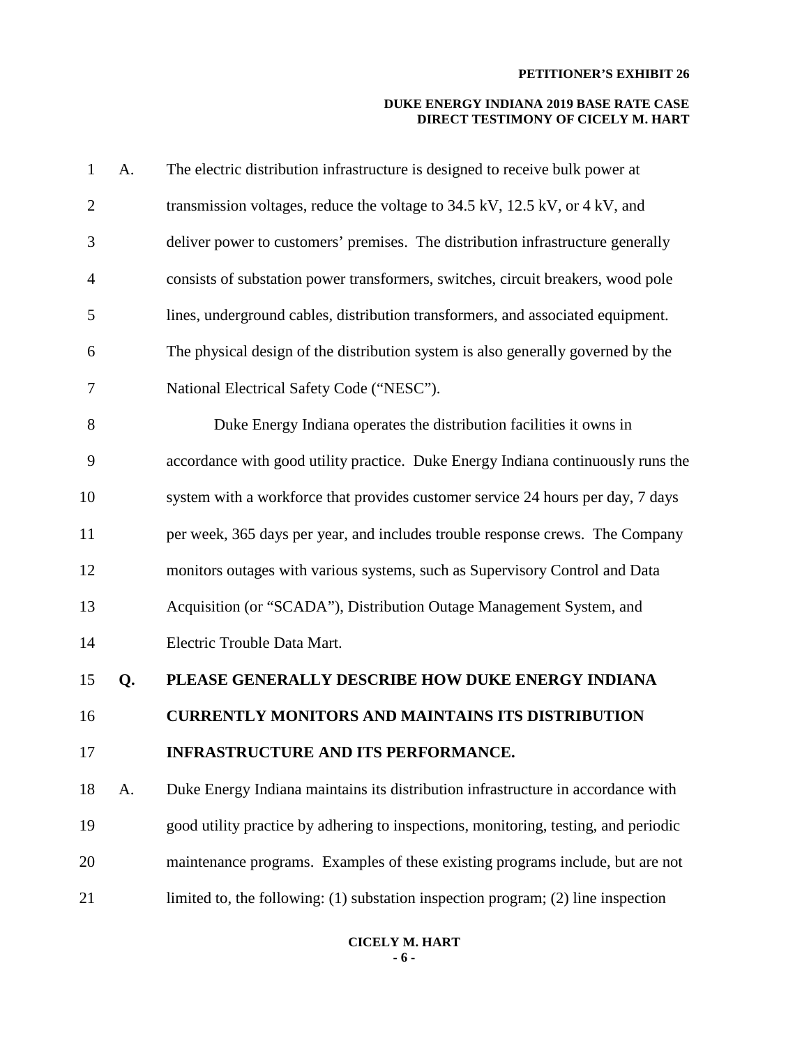A. The electric distribution infrastructure is designed to receive bulk power at transmission voltages, reduce the voltage to 34.5 kV, 12.5 kV, or 4 kV, and deliver power to customers' premises. The distribution infrastructure generally consists of substation power transformers, switches, circuit breakers, wood pole lines, underground cables, distribution transformers, and associated equipment. The physical design of the distribution system is also generally governed by the National Electrical Safety Code ("NESC").

Duke Energy Indiana operates the distribution facilities it owns in accordance with good utility practice. Duke Energy Indiana continuously runs the system with a workforce that provides customer service 24 hours per day, 7 days per week, 365 days per year, and includes trouble response crews. The Company monitors outages with various systems, such as Supervisory Control and Data Acquisition (or "SCADA"), Distribution Outage Management System, and Electric Trouble Data Mart.

**Q. PLEASE GENERALLY DESCRIBE HOW DUKE ENERGY INDIANA CURRENTLY MONITORS AND MAINTAINS ITS DISTRIBUTION INFRASTRUCTURE AND ITS PERFORMANCE.**

A. Duke Energy Indiana maintains its distribution infrastructure in accordance with good utility practice by adhering to inspections, monitoring, testing, and periodic maintenance programs. Examples of these existing programs include, but are not limited to, the following: (1) substation inspection program; (2) line inspection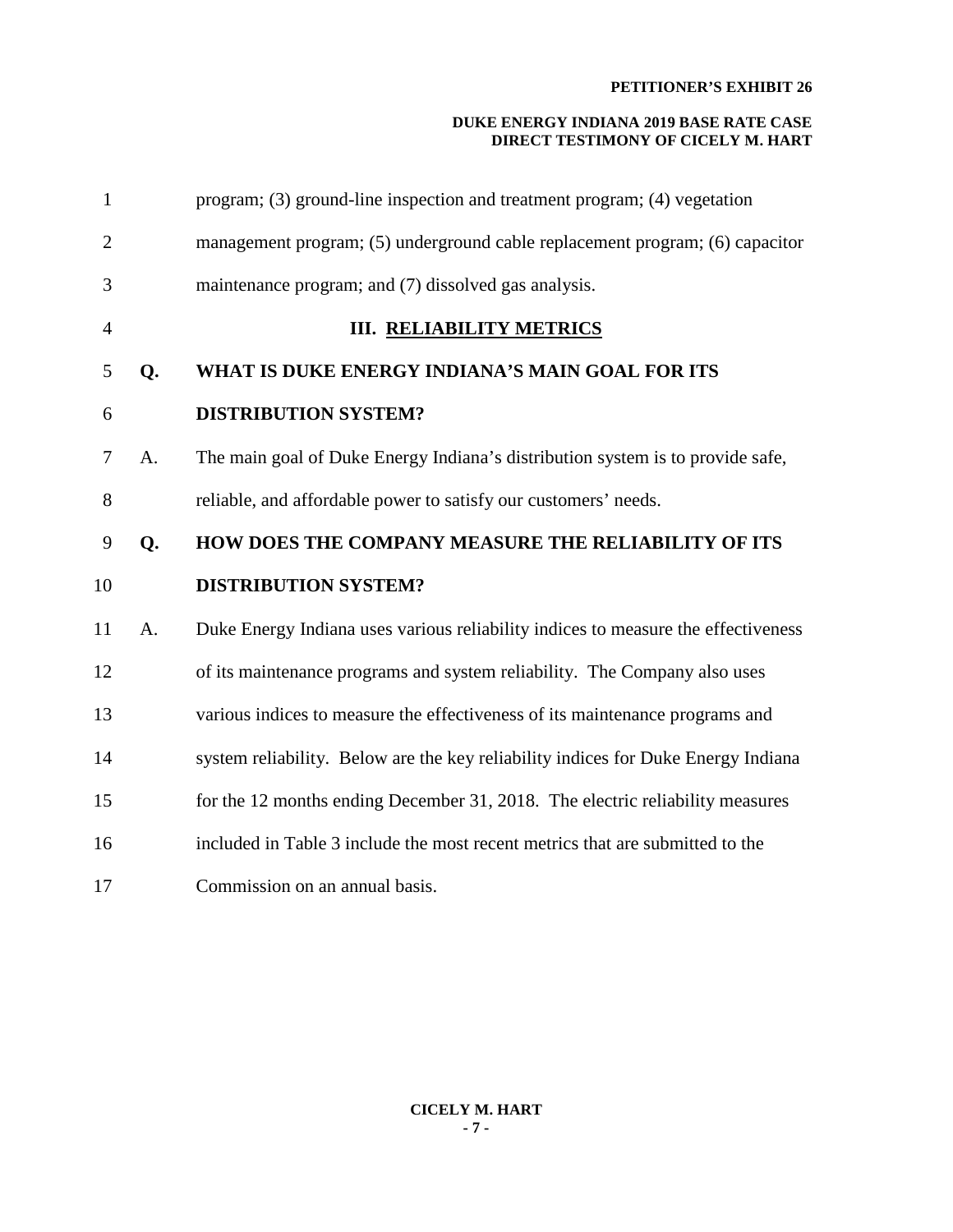program; (3) ground-line inspection and treatment program; (4) vegetation management program; (5) underground cable replacement program; (6) capacitor maintenance program; and (7) dissolved gas analysis.

## III. RELIABILITY METRICS

**Q. WHAT IS DUKE ENERGY INDIANA'S MAIN GOAL FOR ITS DISTRIBUTION SYSTEM?**

A. The main goal of Duke Energy Indiana's distribution system is to provide safe, reliable, and affordable power to satisfy our customers' needs.

**Q. HOW DOES THE COMPANY MEASURE THE RELIABILITY OF ITS DISTRIBUTION SYSTEM?**

A. Duke Energy Indiana uses various reliability indices to measure the effectiveness of its maintenance programs and system reliability. The Company also uses various indices to measure the effectiveness of its maintenance programs and system reliability. Below are the key reliability indices for Duke Energy Indiana for the 12 months ending December 31, 2018. The electric reliability measures included in Table 3 include the most recent metrics that are submitted to the Commission on an annual basis.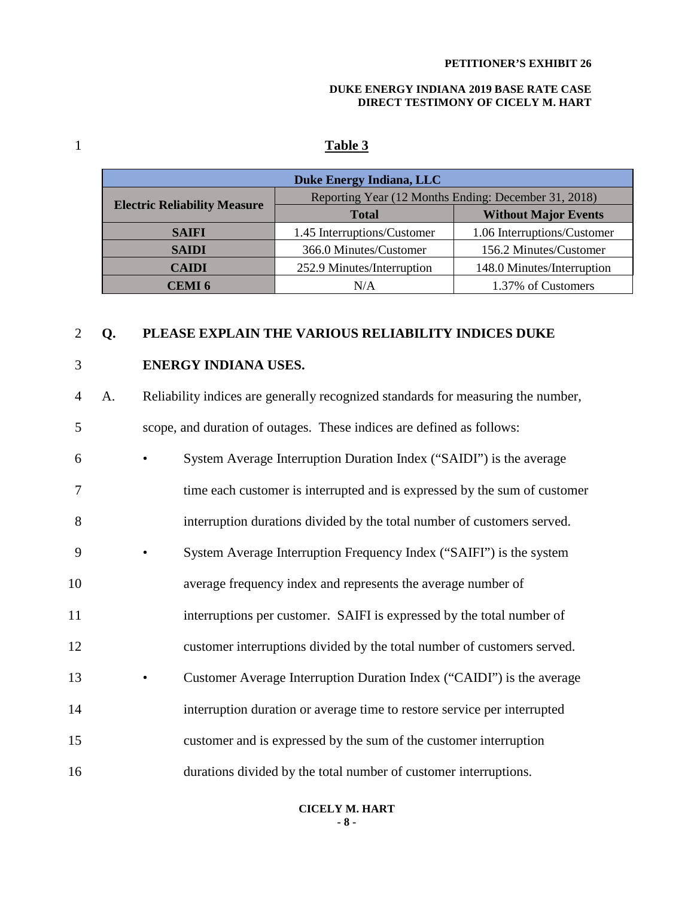**Table 3**

| Duke Energy Indiana, LLC | | |
|---|---|---|
| **Electric Reliability Measure** | Reporting Year (12 Months Ending: December 31, 2018) | |
| | **Total** | **Without Major Events** |
| **SAIFI** | 1.45 Interruptions/Customer | 1.06 Interruptions/Customer |
| **SAIDI** | 366.0 Minutes/Customer | 156.2 Minutes/Customer |
| **CAIDI** | 252.9 Minutes/Interruption | 148.0 Minutes/Interruption |
| **CEMI 6** | N/A | 1.37% of Customers |

**Q. PLEASE EXPLAIN THE VARIOUS RELIABILITY INDICES DUKE ENERGY INDIANA USES.**

A. Reliability indices are generally recognized standards for measuring the number, scope, and duration of outages. These indices are defined as follows:

- System Average Interruption Duration Index ("SAIDI") is the average time each customer is interrupted and is expressed by the sum of customer interruption durations divided by the total number of customers served.
- System Average Interruption Frequency Index ("SAIFI") is the system average frequency index and represents the average number of interruptions per customer. SAIFI is expressed by the total number of customer interruptions divided by the total number of customers served.
- Customer Average Interruption Duration Index ("CAIDI") is the average interruption duration or average time to restore service per interrupted customer and is expressed by the sum of the customer interruption durations divided by the total number of customer interruptions.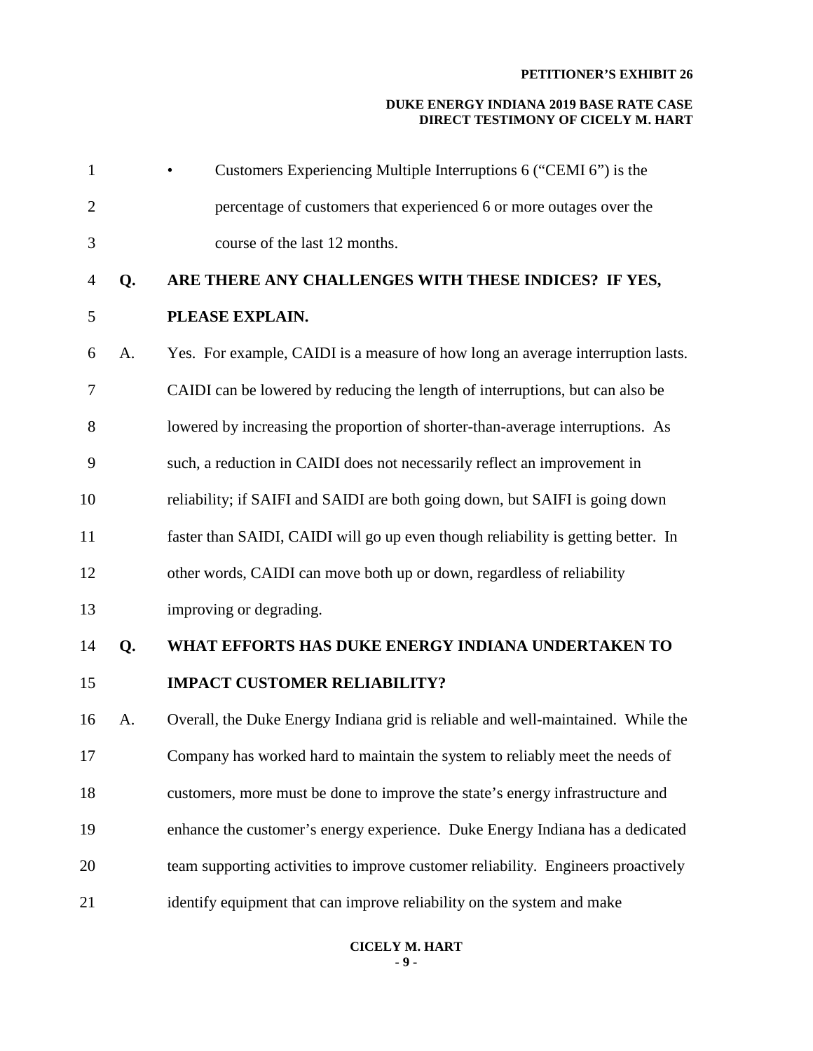- Customers Experiencing Multiple Interruptions 6 ("CEMI 6") is the percentage of customers that experienced 6 or more outages over the course of the last 12 months.

**Q. ARE THERE ANY CHALLENGES WITH THESE INDICES? IF YES, PLEASE EXPLAIN.**

A. Yes. For example, CAIDI is a measure of how long an average interruption lasts. CAIDI can be lowered by reducing the length of interruptions, but can also be lowered by increasing the proportion of shorter-than-average interruptions. As such, a reduction in CAIDI does not necessarily reflect an improvement in reliability; if SAIFI and SAIDI are both going down, but SAIFI is going down faster than SAIDI, CAIDI will go up even though reliability is getting better. In other words, CAIDI can move both up or down, regardless of reliability improving or degrading.

**Q. WHAT EFFORTS HAS DUKE ENERGY INDIANA UNDERTAKEN TO IMPACT CUSTOMER RELIABILITY?**

A. Overall, the Duke Energy Indiana grid is reliable and well-maintained. While the Company has worked hard to maintain the system to reliably meet the needs of customers, more must be done to improve the state's energy infrastructure and enhance the customer's energy experience. Duke Energy Indiana has a dedicated team supporting activities to improve customer reliability. Engineers proactively identify equipment that can improve reliability on the system and make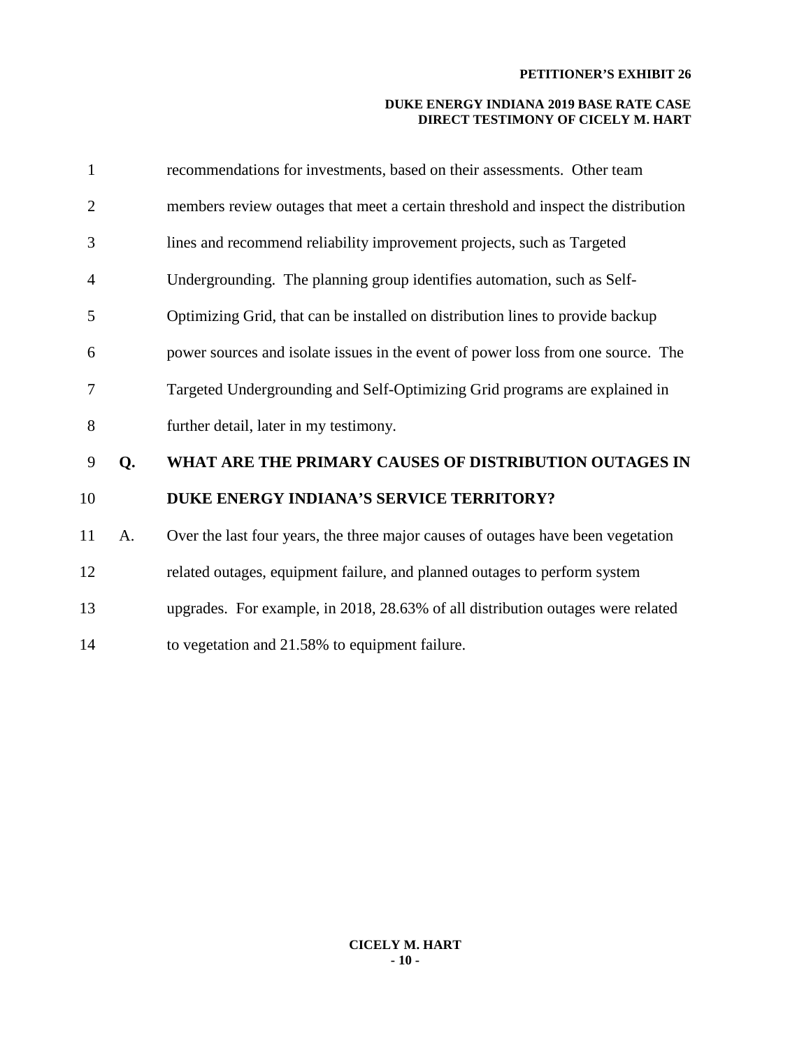recommendations for investments, based on their assessments. Other team members review outages that meet a certain threshold and inspect the distribution lines and recommend reliability improvement projects, such as Targeted Undergrounding. The planning group identifies automation, such as Self-Optimizing Grid, that can be installed on distribution lines to provide backup power sources and isolate issues in the event of power loss from one source. The Targeted Undergrounding and Self-Optimizing Grid programs are explained in further detail, later in my testimony.

**Q. WHAT ARE THE PRIMARY CAUSES OF DISTRIBUTION OUTAGES IN DUKE ENERGY INDIANA'S SERVICE TERRITORY?**

A. Over the last four years, the three major causes of outages have been vegetation related outages, equipment failure, and planned outages to perform system upgrades. For example, in 2018, 28.63% of all distribution outages were related to vegetation and 21.58% to equipment failure.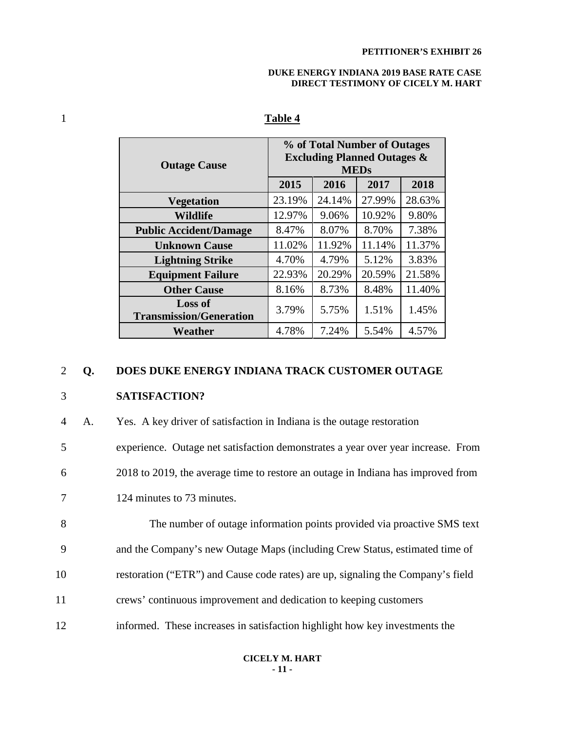**Table 4**

| Outage Cause | % of Total Number of Outages Excluding Planned Outages & MEDs | | | |
|---|---|---|---|---|
| | 2015 | 2016 | 2017 | 2018 |
| **Vegetation** | 23.19% | 24.14% | 27.99% | 28.63% |
| **Wildlife** | 12.97% | 9.06% | 10.92% | 9.80% |
| **Public Accident/Damage** | 8.47% | 8.07% | 8.70% | 7.38% |
| **Unknown Cause** | 11.02% | 11.92% | 11.14% | 11.37% |
| **Lightning Strike** | 4.70% | 4.79% | 5.12% | 3.83% |
| **Equipment Failure** | 22.93% | 20.29% | 20.59% | 21.58% |
| **Other Cause** | 8.16% | 8.73% | 8.48% | 11.40% |
| **Loss of Transmission/Generation** | 3.79% | 5.75% | 1.51% | 1.45% |
| **Weather** | 4.78% | 7.24% | 5.54% | 4.57% |

**Q. DOES DUKE ENERGY INDIANA TRACK CUSTOMER OUTAGE SATISFACTION?**

A. Yes. A key driver of satisfaction in Indiana is the outage restoration experience. Outage net satisfaction demonstrates a year over year increase. From 2018 to 2019, the average time to restore an outage in Indiana has improved from 124 minutes to 73 minutes.

The number of outage information points provided via proactive SMS text and the Company's new Outage Maps (including Crew Status, estimated time of restoration ("ETR") and Cause code rates) are up, signaling the Company's field crews' continuous improvement and dedication to keeping customers informed. These increases in satisfaction highlight how key investments the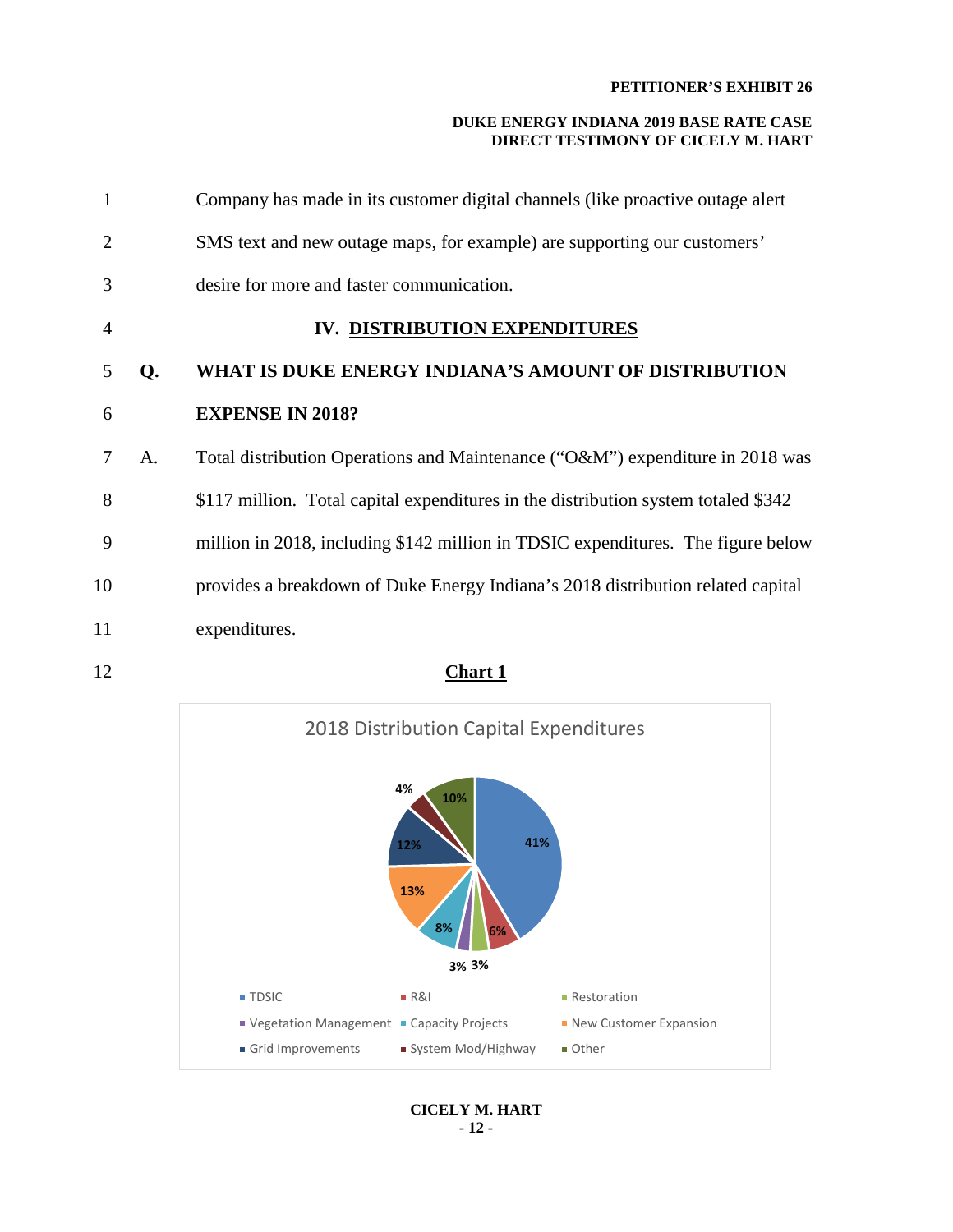Company has made in its customer digital channels (like proactive outage alert SMS text and new outage maps, for example) are supporting our customers' desire for more and faster communication.

## IV. DISTRIBUTION EXPENDITURES

**Q. WHAT IS DUKE ENERGY INDIANA'S AMOUNT OF DISTRIBUTION EXPENSE IN 2018?**

A. Total distribution Operations and Maintenance ("O&M") expenditure in 2018 was $117 million. Total capital expenditures in the distribution system totaled $342 million in 2018, including $142 million in TDSIC expenditures. The figure below provides a breakdown of Duke Energy Indiana's 2018 distribution related capital expenditures.

**Chart 1**

2018 Distribution Capital Expenditures

| Category | Percentage |
|---|---|
| TDSIC | 41% |
| R&I | 6% |
| Restoration | 3% |
| Vegetation Management | 3% |
| Capacity Projects | 8% |
| New Customer Expansion | 13% |
| Grid Improvements | 12% |
| System Mod/Highway | 4% |
| Other | 10% |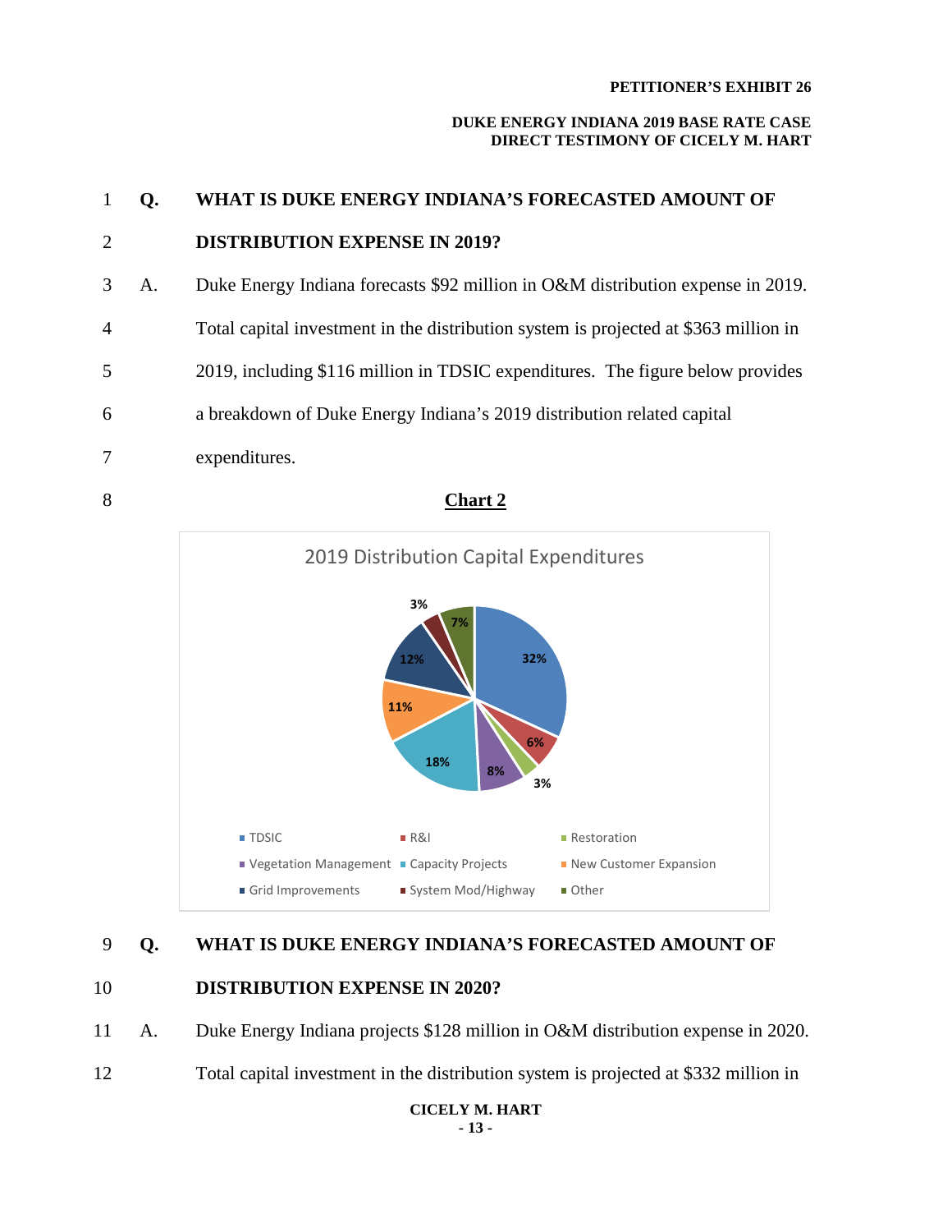**Q. WHAT IS DUKE ENERGY INDIANA'S FORECASTED AMOUNT OF DISTRIBUTION EXPENSE IN 2019?**

A. Duke Energy Indiana forecasts $92 million in O&M distribution expense in 2019. Total capital investment in the distribution system is projected at $363 million in 2019, including $116 million in TDSIC expenditures. The figure below provides a breakdown of Duke Energy Indiana's 2019 distribution related capital expenditures.

**Chart 2**

2019 Distribution Capital Expenditures

| Category | Percentage |
|---|---|
| TDSIC | 32% |
| R&I | 6% |
| Restoration | 3% |
| Vegetation Management | 8% |
| Capacity Projects | 18% |
| New Customer Expansion | 11% |
| Grid Improvements | 12% |
| System Mod/Highway | 3% |
| Other | 7% |

**Q. WHAT IS DUKE ENERGY INDIANA'S FORECASTED AMOUNT OF DISTRIBUTION EXPENSE IN 2020?**

A. Duke Energy Indiana projects $128 million in O&M distribution expense in 2020. Total capital investment in the distribution system is projected at $332 million in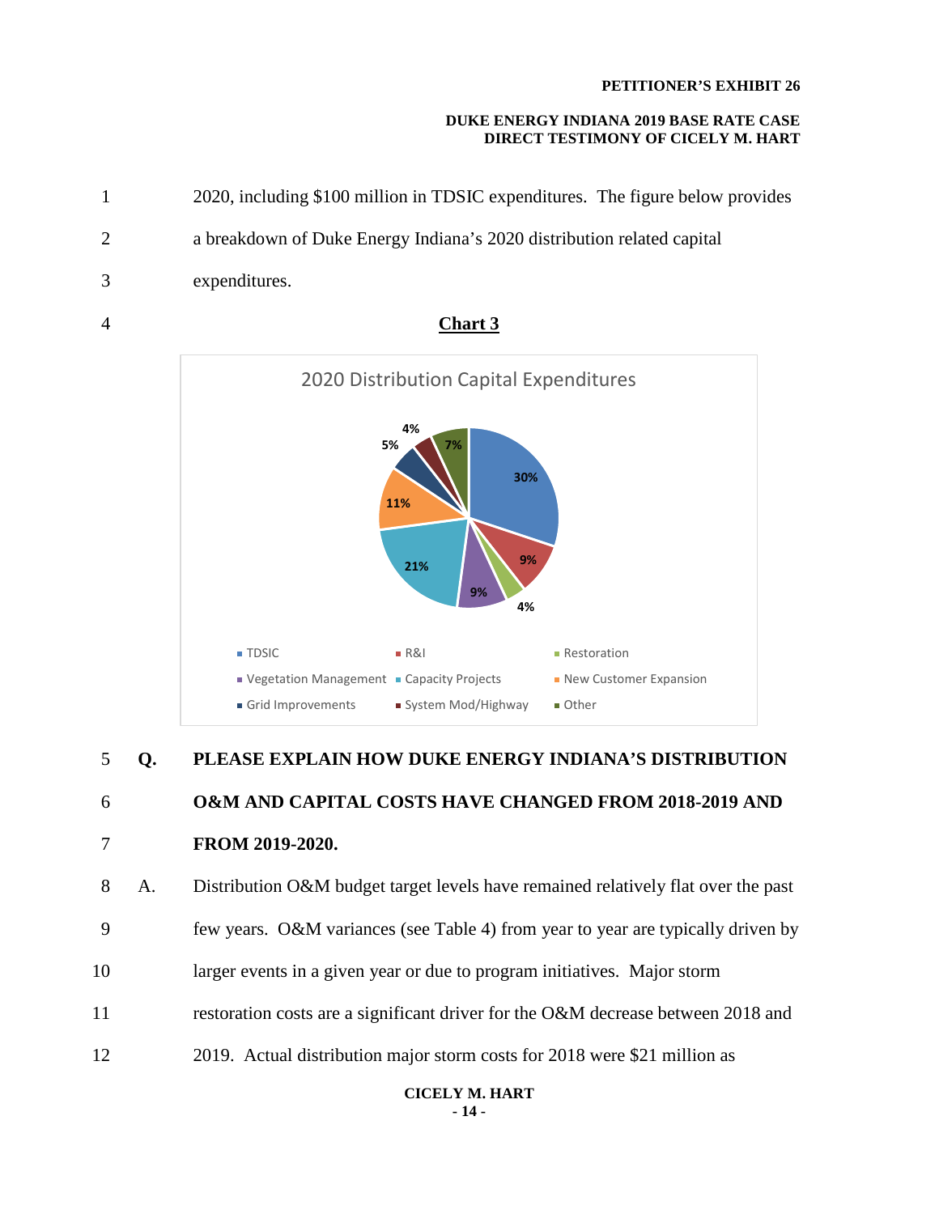2020, including $100 million in TDSIC expenditures. The figure below provides a breakdown of Duke Energy Indiana's 2020 distribution related capital expenditures.

**Chart 3**

2020 Distribution Capital Expenditures

| Category | Percentage |
|---|---|
| TDSIC | 30% |
| R&I | 9% |
| Restoration | 4% |
| Vegetation Management | 9% |
| Capacity Projects | 21% |
| New Customer Expansion | 11% |
| Grid Improvements | 5% |
| System Mod/Highway | 4% |
| Other | 7% |

**Q. PLEASE EXPLAIN HOW DUKE ENERGY INDIANA'S DISTRIBUTION O&M AND CAPITAL COSTS HAVE CHANGED FROM 2018-2019 AND FROM 2019-2020.**

A. Distribution O&M budget target levels have remained relatively flat over the past few years. O&M variances (see Table 4) from year to year are typically driven by larger events in a given year or due to program initiatives. Major storm restoration costs are a significant driver for the O&M decrease between 2018 and 2019. Actual distribution major storm costs for 2018 were $21 million as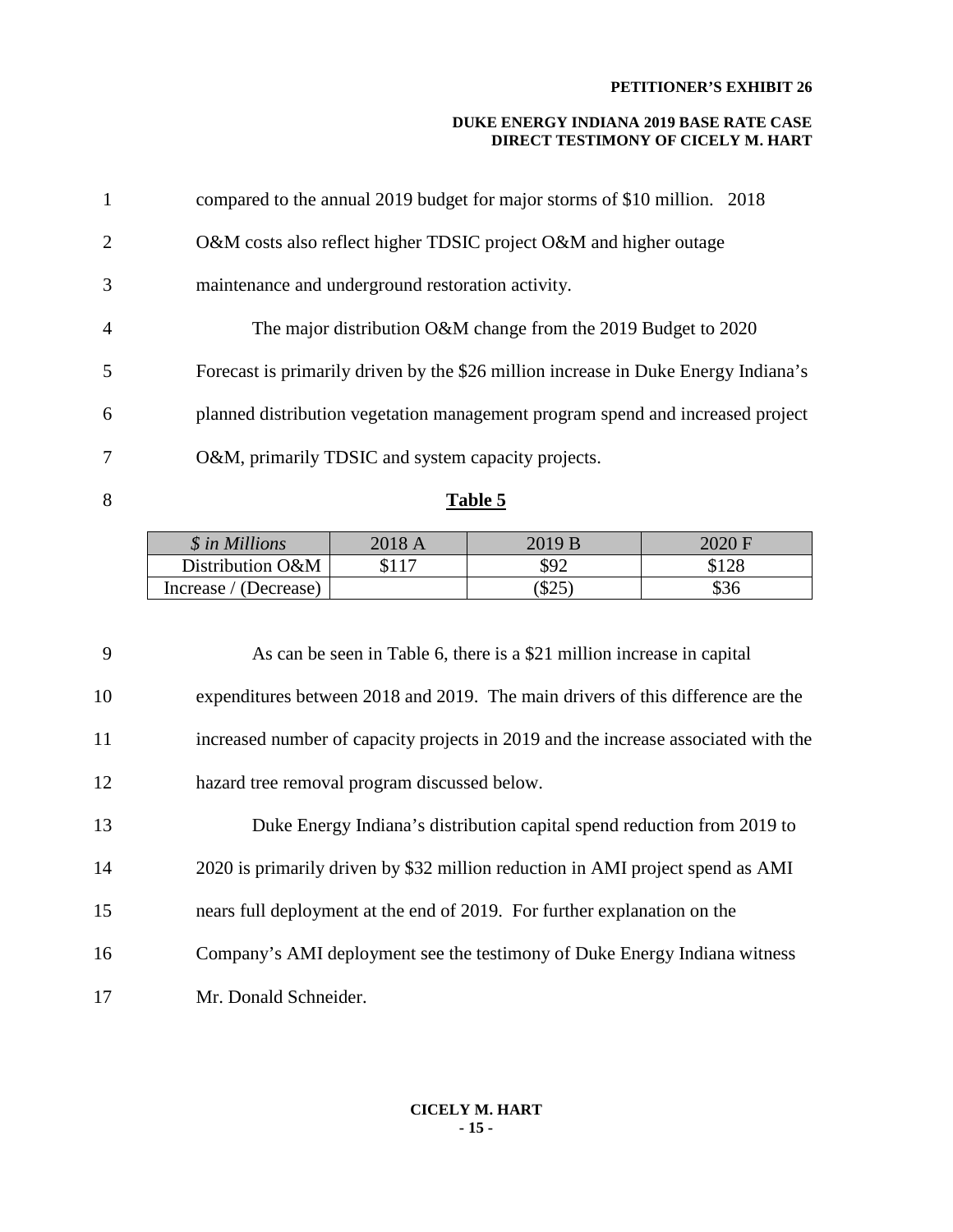compared to the annual 2019 budget for major storms of $10 million. 2018 O&M costs also reflect higher TDSIC project O&M and higher outage maintenance and underground restoration activity.

The major distribution O&M change from the 2019 Budget to 2020 Forecast is primarily driven by the $26 million increase in Duke Energy Indiana's planned distribution vegetation management program spend and increased project O&M, primarily TDSIC and system capacity projects.

**Table 5**

| *$ in Millions* | 2018 A | 2019 B | 2020 F |
|---|---|---|---|
| Distribution O&M | $117 | $92 | $128 |
| Increase / (Decrease) | | ($25) | $36 |

As can be seen in Table 6, there is a $21 million increase in capital expenditures between 2018 and 2019. The main drivers of this difference are the increased number of capacity projects in 2019 and the increase associated with the hazard tree removal program discussed below.

Duke Energy Indiana's distribution capital spend reduction from 2019 to 2020 is primarily driven by $32 million reduction in AMI project spend as AMI nears full deployment at the end of 2019. For further explanation on the Company's AMI deployment see the testimony of Duke Energy Indiana witness Mr. Donald Schneider.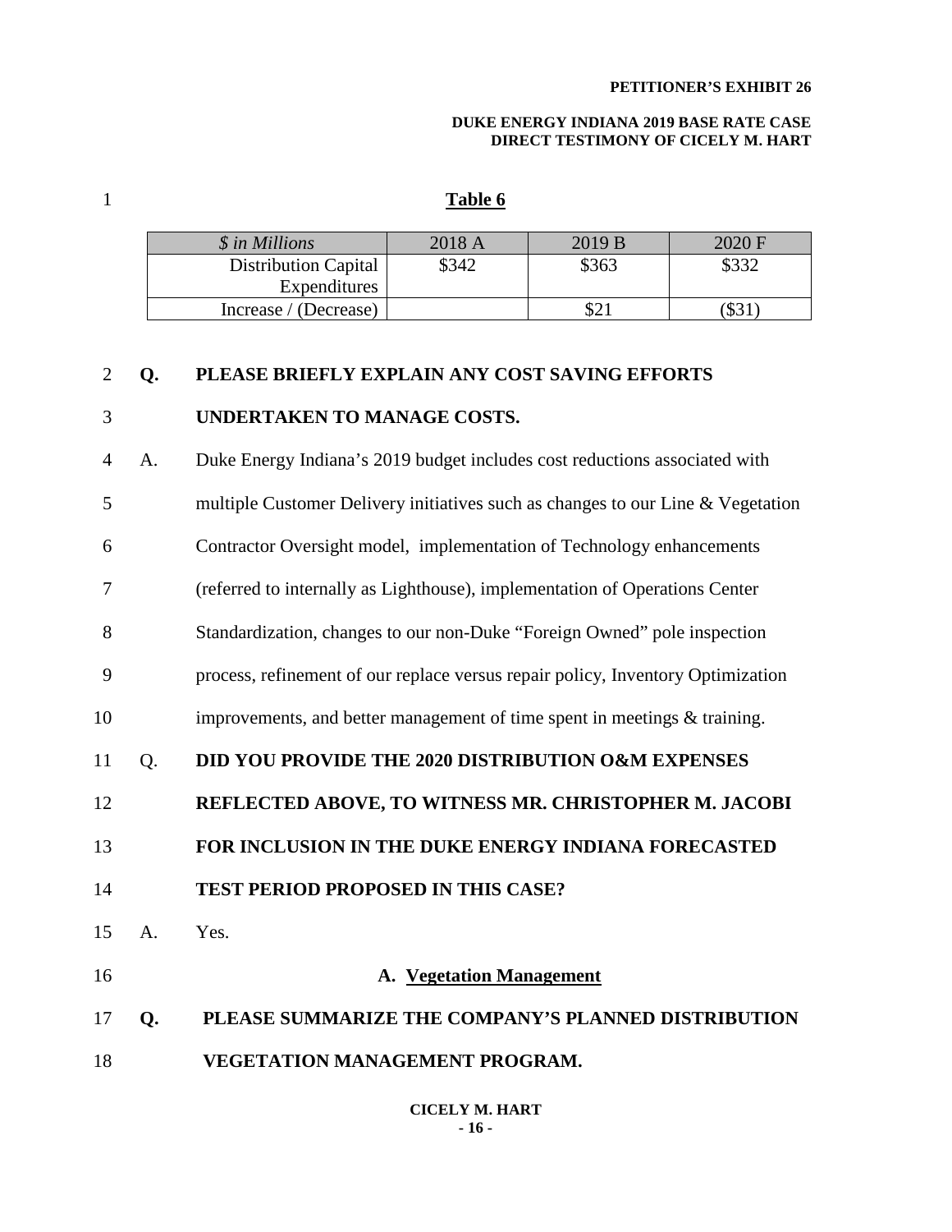**Table 6**

| *$ in Millions* | 2018 A | 2019 B | 2020 F |
|---|---|---|---|
| Distribution Capital Expenditures | $342 | $363 | $332 |
| Increase / (Decrease) | | $21 | ($31) |

**Q. PLEASE BRIEFLY EXPLAIN ANY COST SAVING EFFORTS UNDERTAKEN TO MANAGE COSTS.**

A. Duke Energy Indiana's 2019 budget includes cost reductions associated with multiple Customer Delivery initiatives such as changes to our Line & Vegetation Contractor Oversight model, implementation of Technology enhancements (referred to internally as Lighthouse), implementation of Operations Center Standardization, changes to our non-Duke "Foreign Owned" pole inspection process, refinement of our replace versus repair policy, Inventory Optimization improvements, and better management of time spent in meetings & training.

Q. **DID YOU PROVIDE THE 2020 DISTRIBUTION O&M EXPENSES REFLECTED ABOVE, TO WITNESS MR. CHRISTOPHER M. JACOBI FOR INCLUSION IN THE DUKE ENERGY INDIANA FORECASTED TEST PERIOD PROPOSED IN THIS CASE?**

A. Yes.

## A. Vegetation Management

**Q. PLEASE SUMMARIZE THE COMPANY'S PLANNED DISTRIBUTION VEGETATION MANAGEMENT PROGRAM.**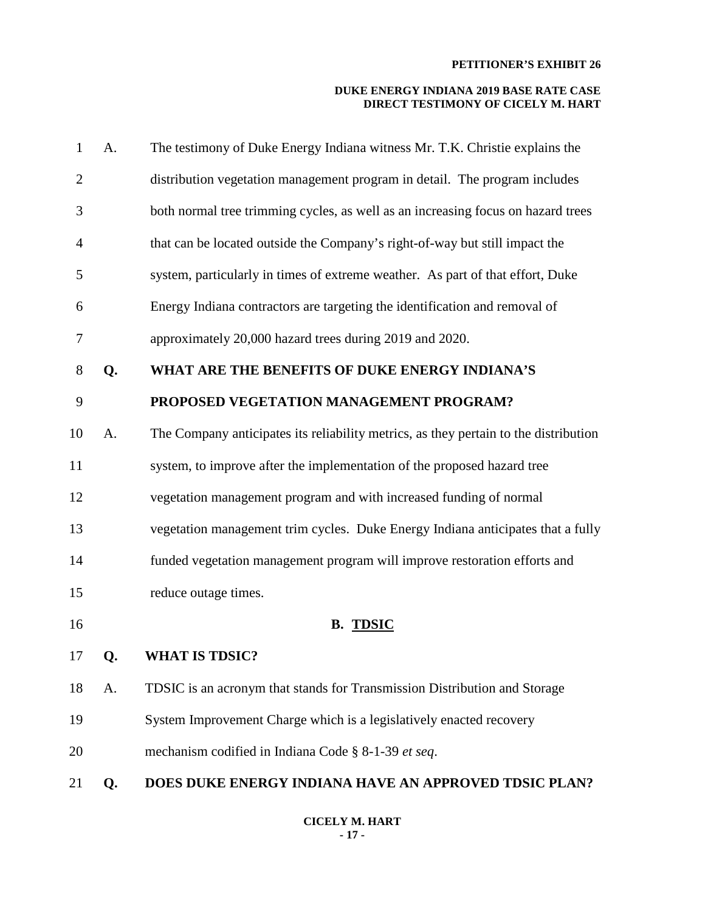A. The testimony of Duke Energy Indiana witness Mr. T.K. Christie explains the distribution vegetation management program in detail. The program includes both normal tree trimming cycles, as well as an increasing focus on hazard trees that can be located outside the Company's right-of-way but still impact the system, particularly in times of extreme weather. As part of that effort, Duke Energy Indiana contractors are targeting the identification and removal of approximately 20,000 hazard trees during 2019 and 2020.

**Q. WHAT ARE THE BENEFITS OF DUKE ENERGY INDIANA'S PROPOSED VEGETATION MANAGEMENT PROGRAM?**

A. The Company anticipates its reliability metrics, as they pertain to the distribution system, to improve after the implementation of the proposed hazard tree vegetation management program and with increased funding of normal vegetation management trim cycles. Duke Energy Indiana anticipates that a fully funded vegetation management program will improve restoration efforts and reduce outage times.

## B. TDSIC

**Q. WHAT IS TDSIC?**

A. TDSIC is an acronym that stands for Transmission Distribution and Storage System Improvement Charge which is a legislatively enacted recovery mechanism codified in Indiana Code § 8-1-39 *et seq*.

**Q. DOES DUKE ENERGY INDIANA HAVE AN APPROVED TDSIC PLAN?**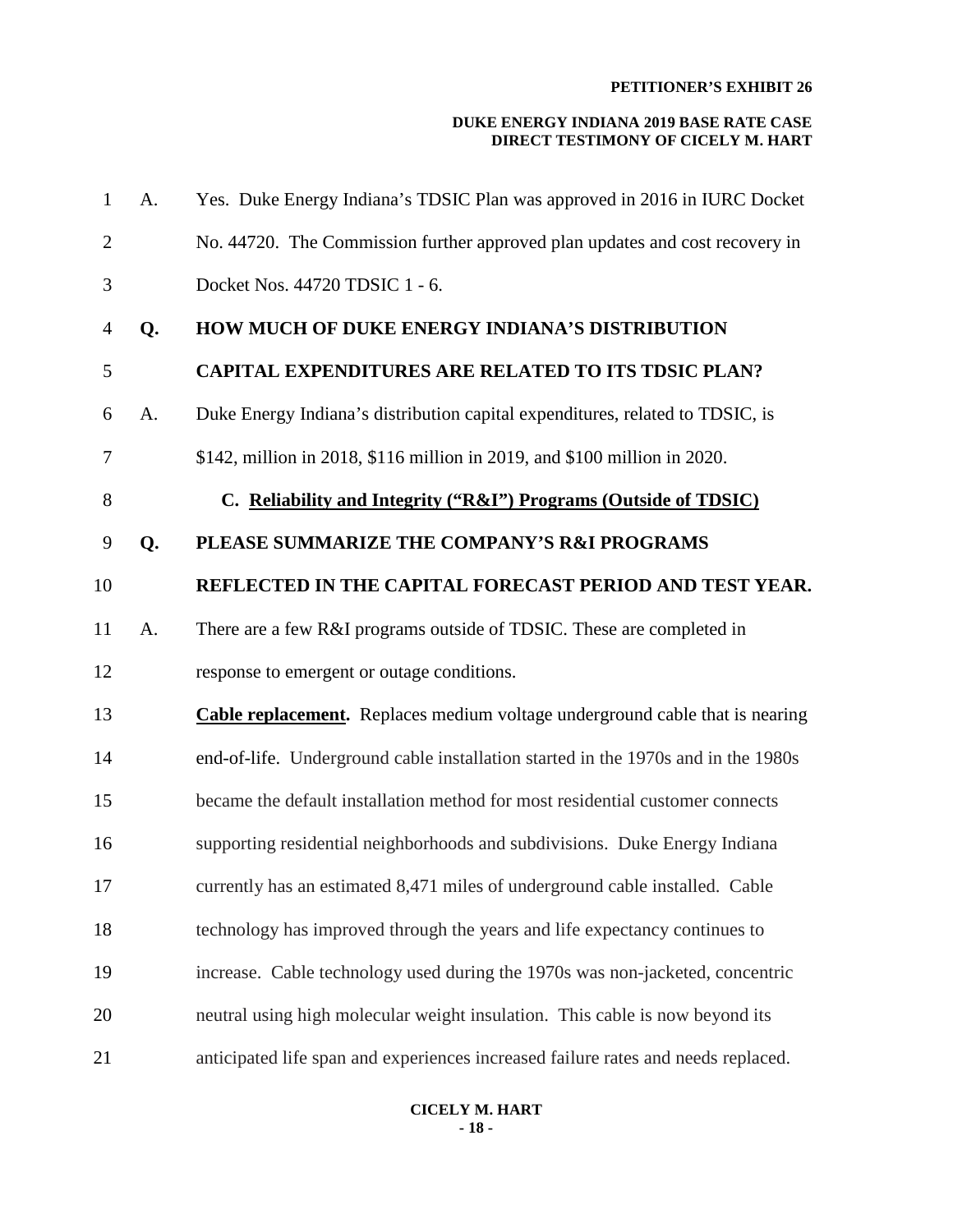A. Yes. Duke Energy Indiana's TDSIC Plan was approved in 2016 in IURC Docket No. 44720. The Commission further approved plan updates and cost recovery in Docket Nos. 44720 TDSIC 1 - 6.

**Q. HOW MUCH OF DUKE ENERGY INDIANA'S DISTRIBUTION CAPITAL EXPENDITURES ARE RELATED TO ITS TDSIC PLAN?**

A. Duke Energy Indiana's distribution capital expenditures, related to TDSIC, is $142, million in 2018, $116 million in 2019, and $100 million in 2020.

### C. Reliability and Integrity ("R&I") Programs (Outside of TDSIC)

**Q. PLEASE SUMMARIZE THE COMPANY'S R&I PROGRAMS REFLECTED IN THE CAPITAL FORECAST PERIOD AND TEST YEAR.**

A. There are a few R&I programs outside of TDSIC. These are completed in response to emergent or outage conditions.

**Cable replacement.** Replaces medium voltage underground cable that is nearing end-of-life. Underground cable installation started in the 1970s and in the 1980s became the default installation method for most residential customer connects supporting residential neighborhoods and subdivisions. Duke Energy Indiana currently has an estimated 8,471 miles of underground cable installed. Cable technology has improved through the years and life expectancy continues to increase. Cable technology used during the 1970s was non-jacketed, concentric neutral using high molecular weight insulation. This cable is now beyond its anticipated life span and experiences increased failure rates and needs replaced.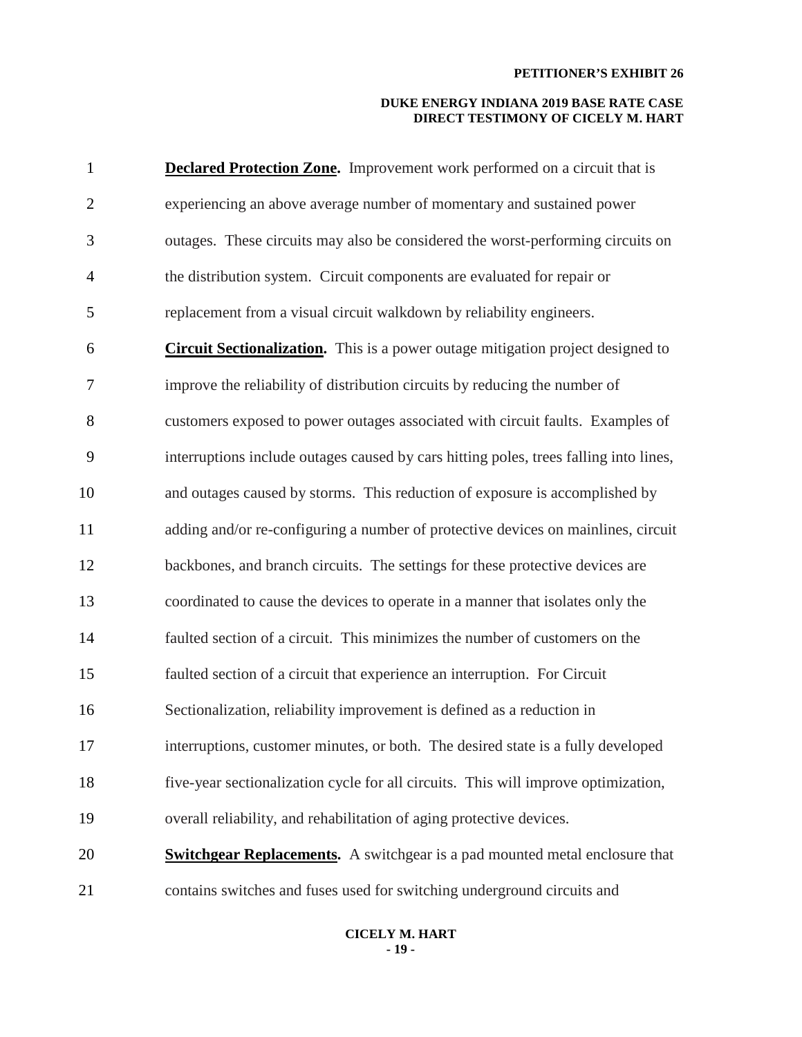**Declared Protection Zone.** Improvement work performed on a circuit that is experiencing an above average number of momentary and sustained power outages. These circuits may also be considered the worst-performing circuits on the distribution system. Circuit components are evaluated for repair or replacement from a visual circuit walkdown by reliability engineers.

**Circuit Sectionalization.** This is a power outage mitigation project designed to improve the reliability of distribution circuits by reducing the number of customers exposed to power outages associated with circuit faults. Examples of interruptions include outages caused by cars hitting poles, trees falling into lines, and outages caused by storms. This reduction of exposure is accomplished by adding and/or re-configuring a number of protective devices on mainlines, circuit backbones, and branch circuits. The settings for these protective devices are coordinated to cause the devices to operate in a manner that isolates only the faulted section of a circuit. This minimizes the number of customers on the faulted section of a circuit that experience an interruption. For Circuit Sectionalization, reliability improvement is defined as a reduction in interruptions, customer minutes, or both. The desired state is a fully developed five-year sectionalization cycle for all circuits. This will improve optimization, overall reliability, and rehabilitation of aging protective devices.

**Switchgear Replacements.** A switchgear is a pad mounted metal enclosure that contains switches and fuses used for switching underground circuits and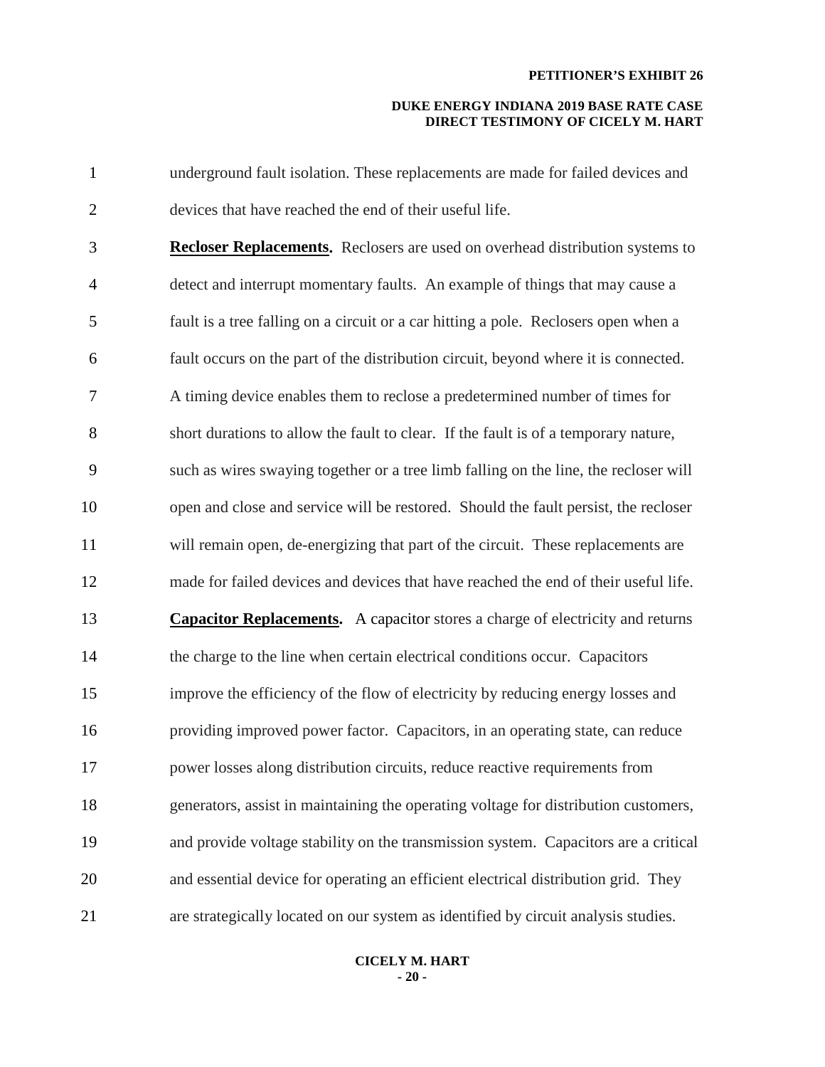underground fault isolation. These replacements are made for failed devices and devices that have reached the end of their useful life.

**Recloser Replacements.** Reclosers are used on overhead distribution systems to detect and interrupt momentary faults. An example of things that may cause a fault is a tree falling on a circuit or a car hitting a pole. Reclosers open when a fault occurs on the part of the distribution circuit, beyond where it is connected. A timing device enables them to reclose a predetermined number of times for short durations to allow the fault to clear. If the fault is of a temporary nature, such as wires swaying together or a tree limb falling on the line, the recloser will open and close and service will be restored. Should the fault persist, the recloser will remain open, de-energizing that part of the circuit. These replacements are made for failed devices and devices that have reached the end of their useful life.

**Capacitor Replacements.** A capacitor stores a charge of electricity and returns the charge to the line when certain electrical conditions occur. Capacitors improve the efficiency of the flow of electricity by reducing energy losses and providing improved power factor. Capacitors, in an operating state, can reduce power losses along distribution circuits, reduce reactive requirements from generators, assist in maintaining the operating voltage for distribution customers, and provide voltage stability on the transmission system. Capacitors are a critical and essential device for operating an efficient electrical distribution grid. They are strategically located on our system as identified by circuit analysis studies.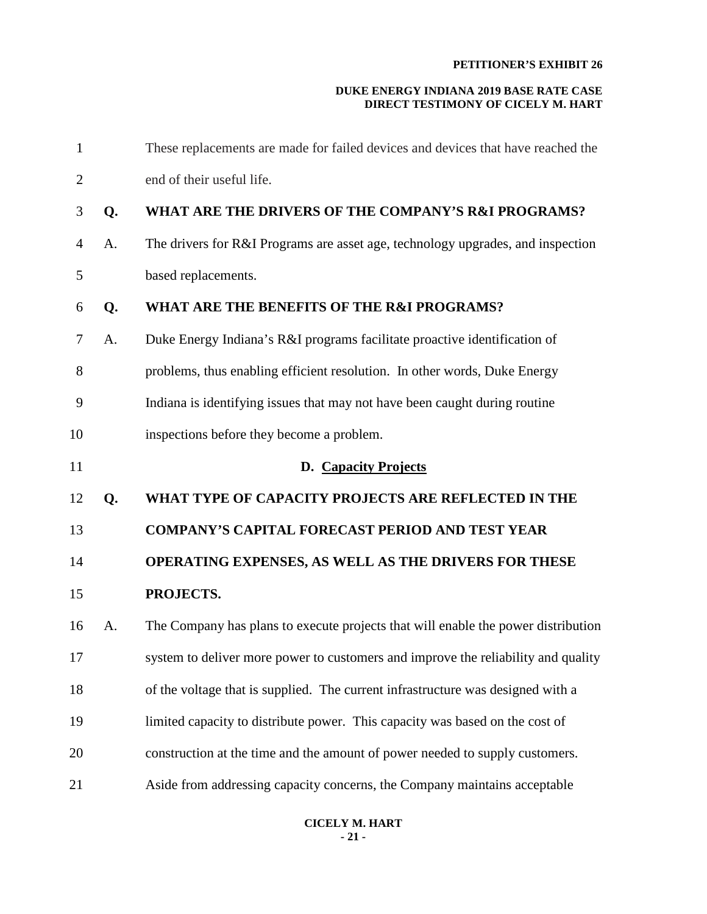These replacements are made for failed devices and devices that have reached the end of their useful life.

**Q. WHAT ARE THE DRIVERS OF THE COMPANY'S R&I PROGRAMS?**

A. The drivers for R&I Programs are asset age, technology upgrades, and inspection based replacements.

**Q. WHAT ARE THE BENEFITS OF THE R&I PROGRAMS?**

A. Duke Energy Indiana's R&I programs facilitate proactive identification of problems, thus enabling efficient resolution. In other words, Duke Energy Indiana is identifying issues that may not have been caught during routine inspections before they become a problem.

### D. Capacity Projects

**Q. WHAT TYPE OF CAPACITY PROJECTS ARE REFLECTED IN THE COMPANY'S CAPITAL FORECAST PERIOD AND TEST YEAR OPERATING EXPENSES, AS WELL AS THE DRIVERS FOR THESE PROJECTS.**

A. The Company has plans to execute projects that will enable the power distribution system to deliver more power to customers and improve the reliability and quality of the voltage that is supplied. The current infrastructure was designed with a limited capacity to distribute power. This capacity was based on the cost of construction at the time and the amount of power needed to supply customers. Aside from addressing capacity concerns, the Company maintains acceptable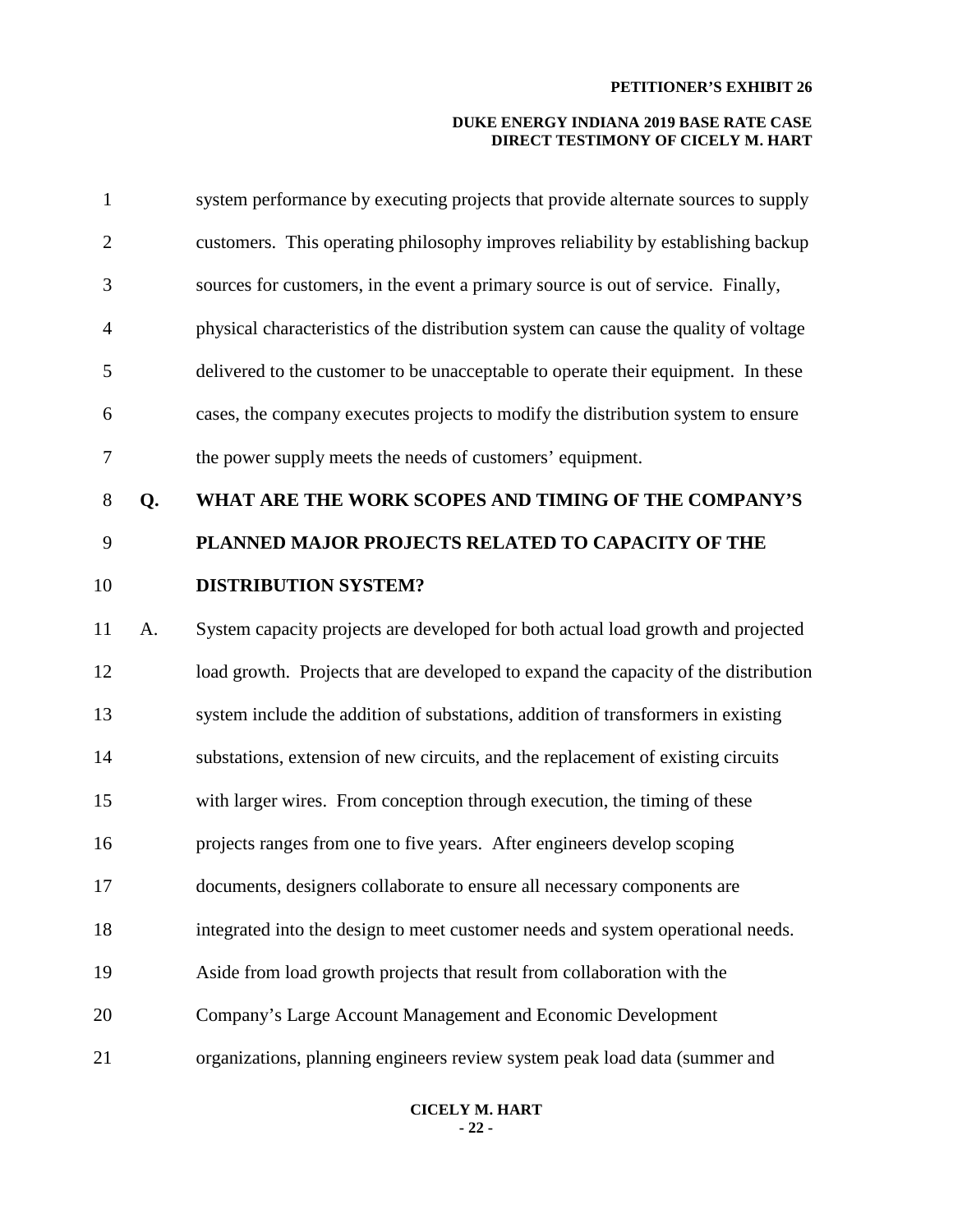system performance by executing projects that provide alternate sources to supply customers. This operating philosophy improves reliability by establishing backup sources for customers, in the event a primary source is out of service. Finally, physical characteristics of the distribution system can cause the quality of voltage delivered to the customer to be unacceptable to operate their equipment. In these cases, the company executes projects to modify the distribution system to ensure the power supply meets the needs of customers' equipment.

**Q. WHAT ARE THE WORK SCOPES AND TIMING OF THE COMPANY'S PLANNED MAJOR PROJECTS RELATED TO CAPACITY OF THE DISTRIBUTION SYSTEM?**

A. System capacity projects are developed for both actual load growth and projected load growth. Projects that are developed to expand the capacity of the distribution system include the addition of substations, addition of transformers in existing substations, extension of new circuits, and the replacement of existing circuits with larger wires. From conception through execution, the timing of these projects ranges from one to five years. After engineers develop scoping documents, designers collaborate to ensure all necessary components are integrated into the design to meet customer needs and system operational needs. Aside from load growth projects that result from collaboration with the Company's Large Account Management and Economic Development organizations, planning engineers review system peak load data (summer and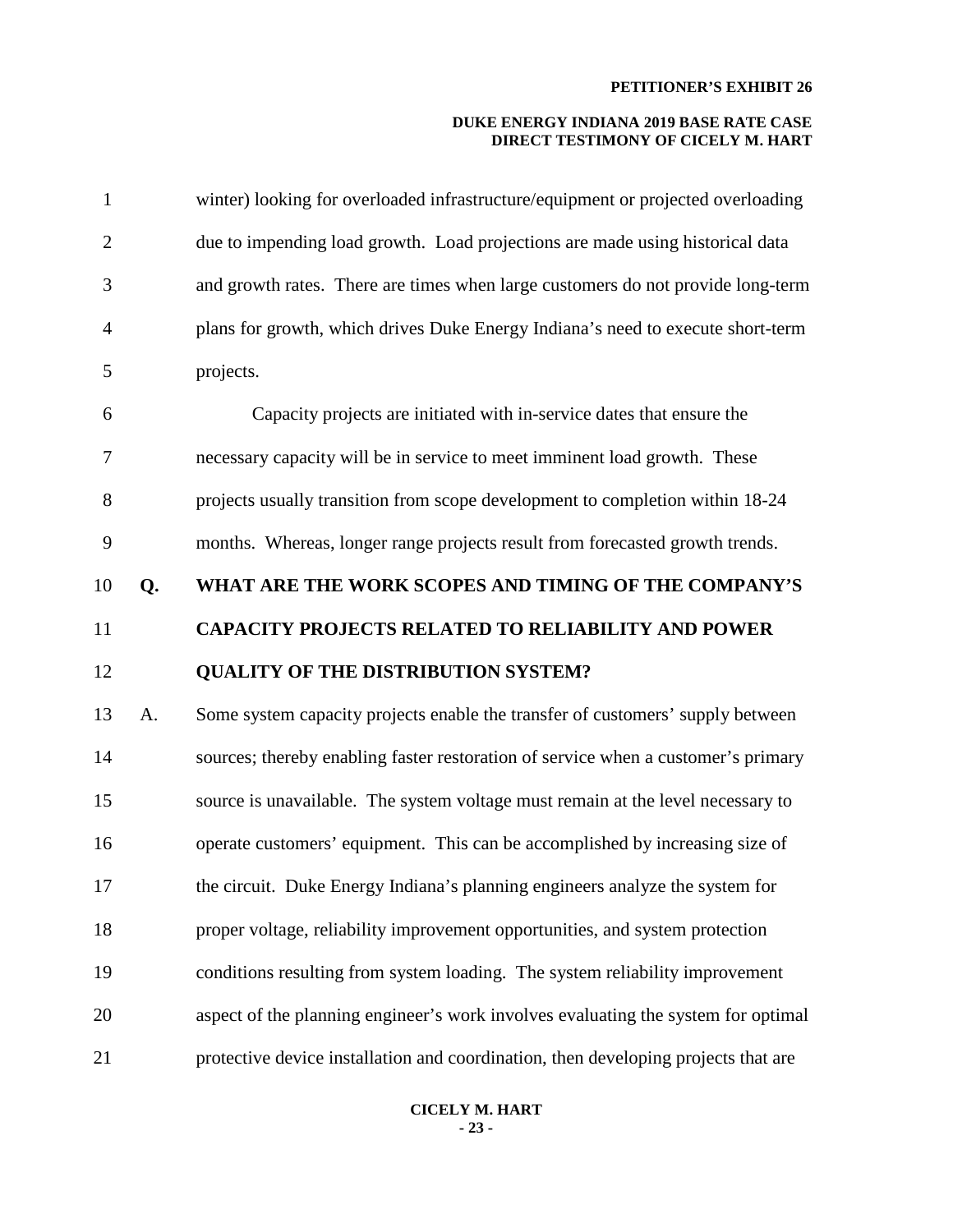winter) looking for overloaded infrastructure/equipment or projected overloading due to impending load growth. Load projections are made using historical data and growth rates. There are times when large customers do not provide long-term plans for growth, which drives Duke Energy Indiana's need to execute short-term projects.

Capacity projects are initiated with in-service dates that ensure the necessary capacity will be in service to meet imminent load growth. These projects usually transition from scope development to completion within 18-24 months. Whereas, longer range projects result from forecasted growth trends.

**Q. WHAT ARE THE WORK SCOPES AND TIMING OF THE COMPANY'S CAPACITY PROJECTS RELATED TO RELIABILITY AND POWER QUALITY OF THE DISTRIBUTION SYSTEM?**

A. Some system capacity projects enable the transfer of customers' supply between sources; thereby enabling faster restoration of service when a customer's primary source is unavailable. The system voltage must remain at the level necessary to operate customers' equipment. This can be accomplished by increasing size of the circuit. Duke Energy Indiana's planning engineers analyze the system for proper voltage, reliability improvement opportunities, and system protection conditions resulting from system loading. The system reliability improvement aspect of the planning engineer's work involves evaluating the system for optimal protective device installation and coordination, then developing projects that are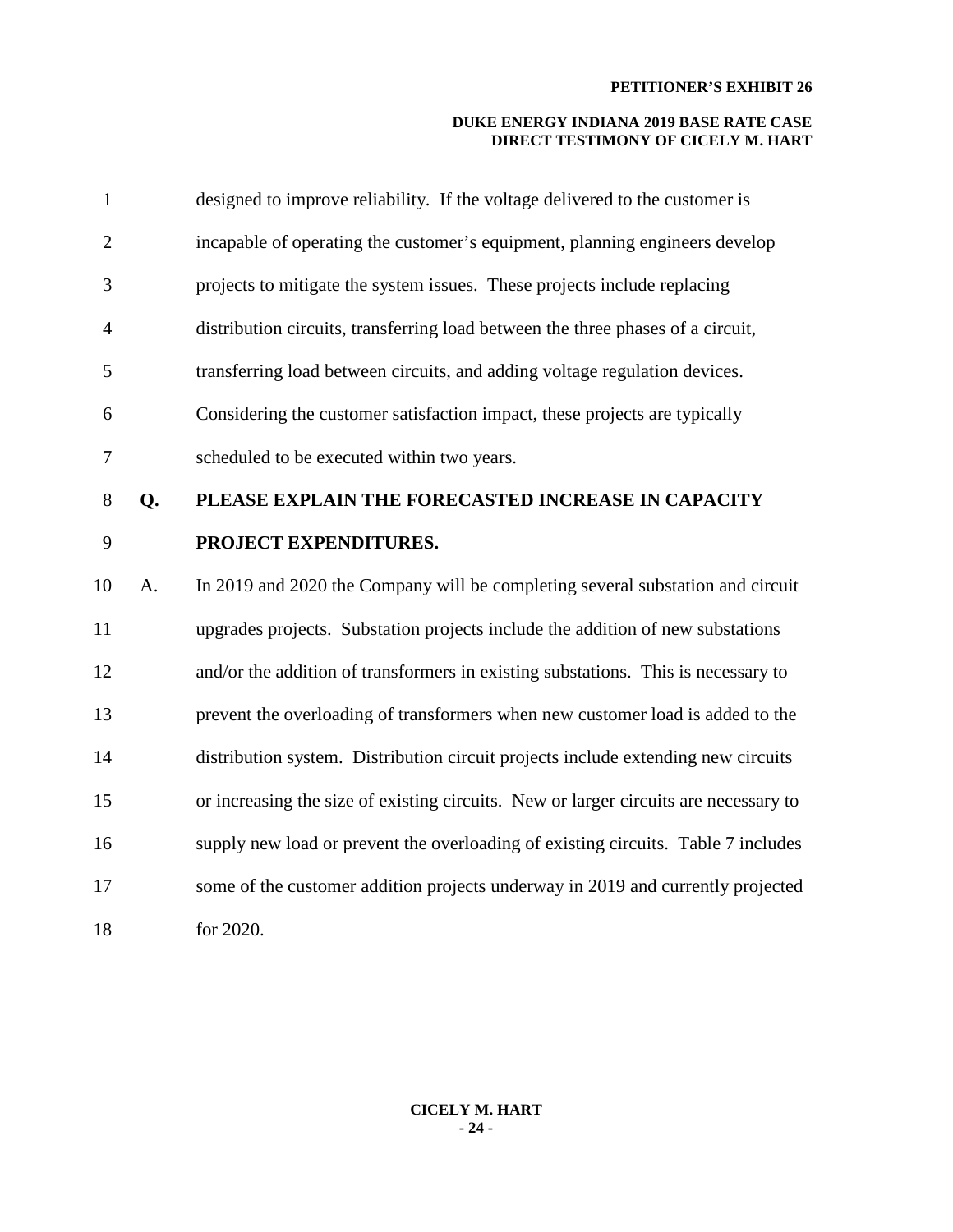designed to improve reliability. If the voltage delivered to the customer is incapable of operating the customer's equipment, planning engineers develop projects to mitigate the system issues. These projects include replacing distribution circuits, transferring load between the three phases of a circuit, transferring load between circuits, and adding voltage regulation devices. Considering the customer satisfaction impact, these projects are typically scheduled to be executed within two years.

**Q. PLEASE EXPLAIN THE FORECASTED INCREASE IN CAPACITY PROJECT EXPENDITURES.**

A. In 2019 and 2020 the Company will be completing several substation and circuit upgrades projects. Substation projects include the addition of new substations and/or the addition of transformers in existing substations. This is necessary to prevent the overloading of transformers when new customer load is added to the distribution system. Distribution circuit projects include extending new circuits or increasing the size of existing circuits. New or larger circuits are necessary to supply new load or prevent the overloading of existing circuits. Table 7 includes some of the customer addition projects underway in 2019 and currently projected for 2020.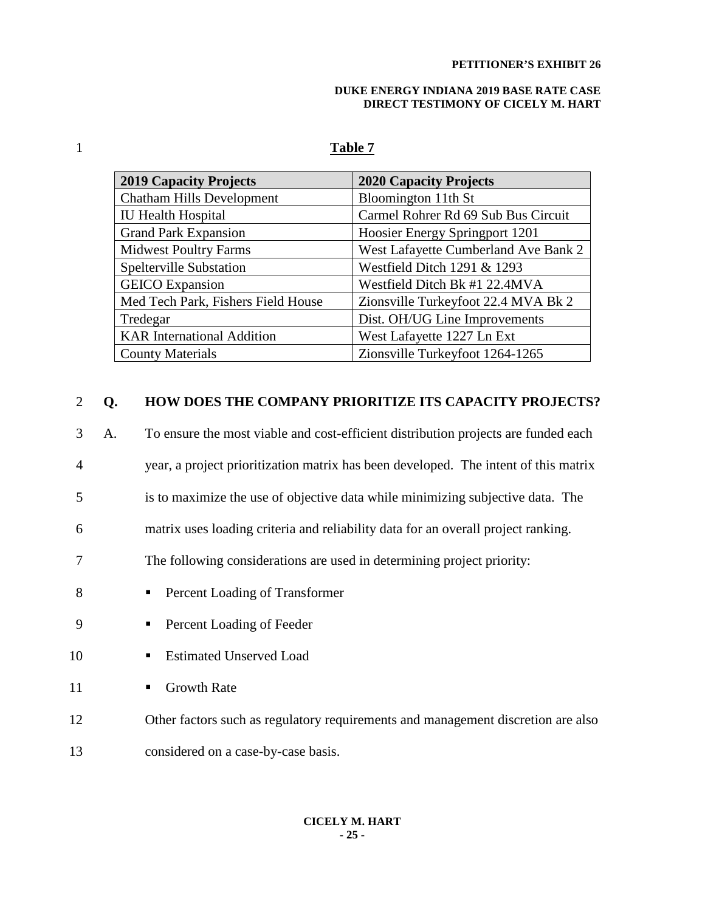**Table 7**

| 2019 Capacity Projects | 2020 Capacity Projects |
|---|---|
| Chatham Hills Development | Bloomington 11th St |
| IU Health Hospital | Carmel Rohrer Rd 69 Sub Bus Circuit |
| Grand Park Expansion | Hoosier Energy Springport 1201 |
| Midwest Poultry Farms | West Lafayette Cumberland Ave Bank 2 |
| Spelterville Substation | Westfield Ditch 1291 & 1293 |
| GEICO Expansion | Westfield Ditch Bk #1 22.4MVA |
| Med Tech Park, Fishers Field House | Zionsville Turkeyfoot 22.4 MVA Bk 2 |
| Tredegar | Dist. OH/UG Line Improvements |
| KAR International Addition | West Lafayette 1227 Ln Ext |
| County Materials | Zionsville Turkeyfoot 1264-1265 |

**Q. HOW DOES THE COMPANY PRIORITIZE ITS CAPACITY PROJECTS?**

A. To ensure the most viable and cost-efficient distribution projects are funded each year, a project prioritization matrix has been developed. The intent of this matrix is to maximize the use of objective data while minimizing subjective data. The matrix uses loading criteria and reliability data for an overall project ranking. The following considerations are used in determining project priority:

- Percent Loading of Transformer
- Percent Loading of Feeder
- Estimated Unserved Load
- Growth Rate

Other factors such as regulatory requirements and management discretion are also considered on a case-by-case basis.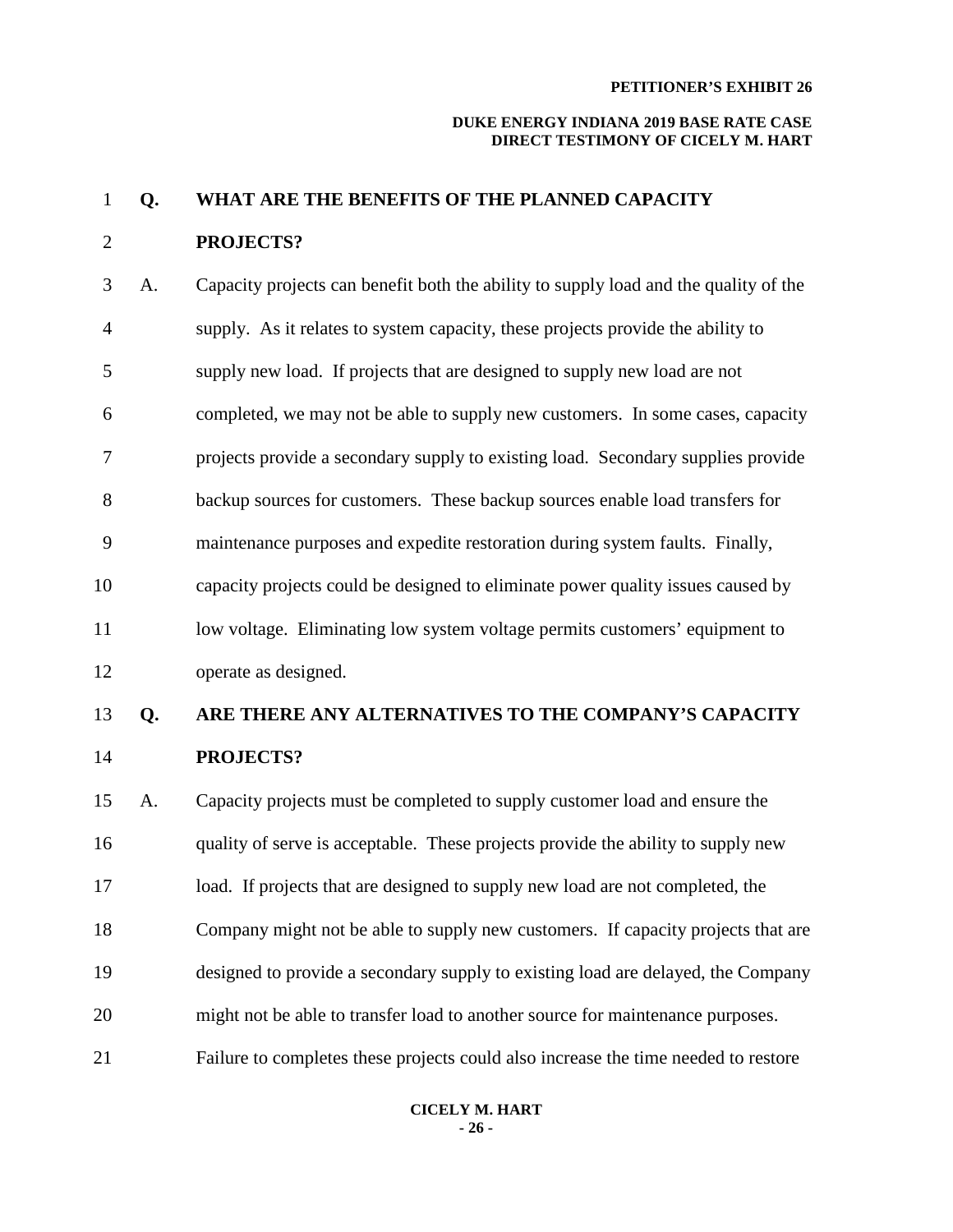**Q. WHAT ARE THE BENEFITS OF THE PLANNED CAPACITY PROJECTS?**

A. Capacity projects can benefit both the ability to supply load and the quality of the supply. As it relates to system capacity, these projects provide the ability to supply new load. If projects that are designed to supply new load are not completed, we may not be able to supply new customers. In some cases, capacity projects provide a secondary supply to existing load. Secondary supplies provide backup sources for customers. These backup sources enable load transfers for maintenance purposes and expedite restoration during system faults. Finally, capacity projects could be designed to eliminate power quality issues caused by low voltage. Eliminating low system voltage permits customers' equipment to operate as designed.

**Q. ARE THERE ANY ALTERNATIVES TO THE COMPANY'S CAPACITY PROJECTS?**

A. Capacity projects must be completed to supply customer load and ensure the quality of serve is acceptable. These projects provide the ability to supply new load. If projects that are designed to supply new load are not completed, the Company might not be able to supply new customers. If capacity projects that are designed to provide a secondary supply to existing load are delayed, the Company might not be able to transfer load to another source for maintenance purposes. Failure to completes these projects could also increase the time needed to restore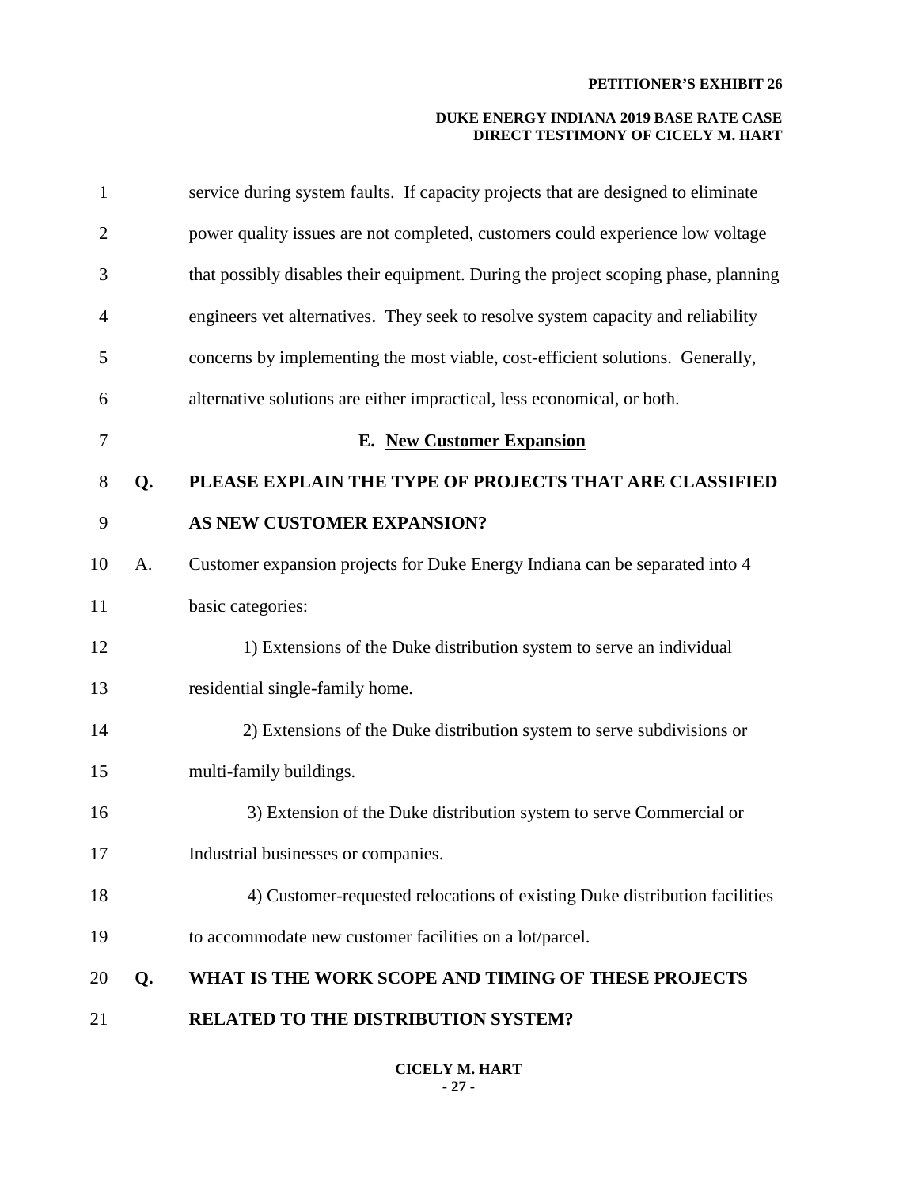service during system faults. If capacity projects that are designed to eliminate power quality issues are not completed, customers could experience low voltage that possibly disables their equipment. During the project scoping phase, planning engineers vet alternatives. They seek to resolve system capacity and reliability concerns by implementing the most viable, cost-efficient solutions. Generally, alternative solutions are either impractical, less economical, or both.

### E. New Customer Expansion

**Q. PLEASE EXPLAIN THE TYPE OF PROJECTS THAT ARE CLASSIFIED AS NEW CUSTOMER EXPANSION?**

A. Customer expansion projects for Duke Energy Indiana can be separated into 4 basic categories:

1) Extensions of the Duke distribution system to serve an individual residential single-family home.

2) Extensions of the Duke distribution system to serve subdivisions or multi-family buildings.

3) Extension of the Duke distribution system to serve Commercial or Industrial businesses or companies.

4) Customer-requested relocations of existing Duke distribution facilities to accommodate new customer facilities on a lot/parcel.

**Q. WHAT IS THE WORK SCOPE AND TIMING OF THESE PROJECTS RELATED TO THE DISTRIBUTION SYSTEM?**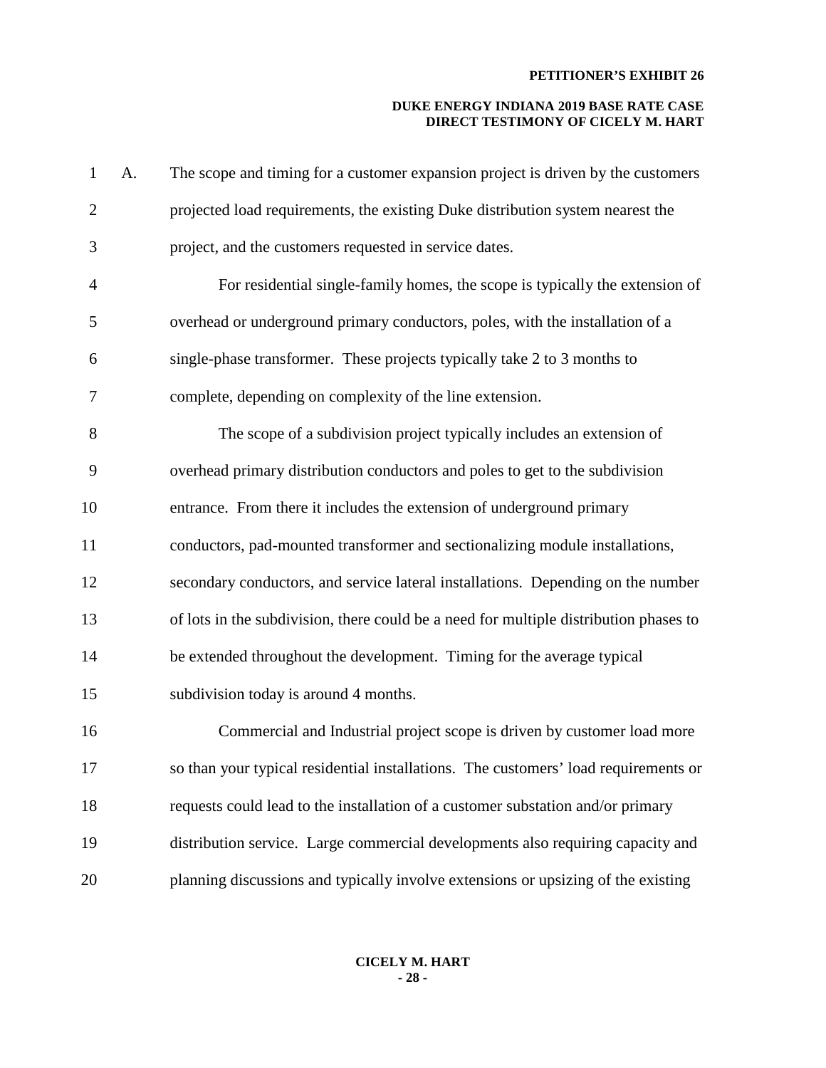A. The scope and timing for a customer expansion project is driven by the customers projected load requirements, the existing Duke distribution system nearest the project, and the customers requested in service dates.

For residential single-family homes, the scope is typically the extension of overhead or underground primary conductors, poles, with the installation of a single-phase transformer. These projects typically take 2 to 3 months to complete, depending on complexity of the line extension.

The scope of a subdivision project typically includes an extension of overhead primary distribution conductors and poles to get to the subdivision entrance. From there it includes the extension of underground primary conductors, pad-mounted transformer and sectionalizing module installations, secondary conductors, and service lateral installations. Depending on the number of lots in the subdivision, there could be a need for multiple distribution phases to be extended throughout the development. Timing for the average typical subdivision today is around 4 months.

Commercial and Industrial project scope is driven by customer load more so than your typical residential installations. The customers' load requirements or requests could lead to the installation of a customer substation and/or primary distribution service. Large commercial developments also requiring capacity and planning discussions and typically involve extensions or upsizing of the existing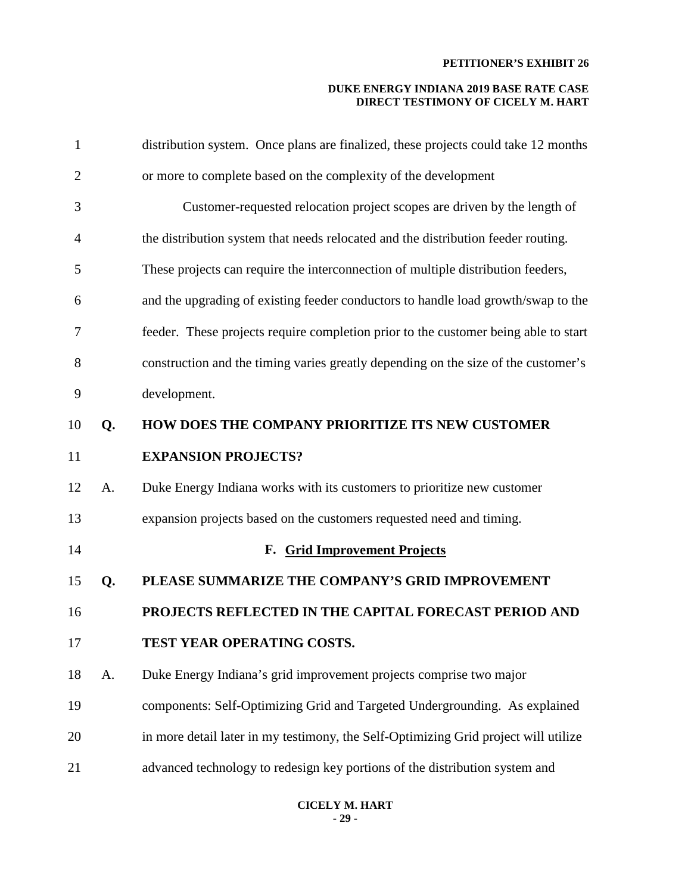distribution system. Once plans are finalized, these projects could take 12 months or more to complete based on the complexity of the development

Customer-requested relocation project scopes are driven by the length of the distribution system that needs relocated and the distribution feeder routing. These projects can require the interconnection of multiple distribution feeders, and the upgrading of existing feeder conductors to handle load growth/swap to the feeder. These projects require completion prior to the customer being able to start construction and the timing varies greatly depending on the size of the customer's development.

**Q. HOW DOES THE COMPANY PRIORITIZE ITS NEW CUSTOMER EXPANSION PROJECTS?**

A. Duke Energy Indiana works with its customers to prioritize new customer expansion projects based on the customers requested need and timing.

### F. Grid Improvement Projects

**Q. PLEASE SUMMARIZE THE COMPANY'S GRID IMPROVEMENT PROJECTS REFLECTED IN THE CAPITAL FORECAST PERIOD AND TEST YEAR OPERATING COSTS.**

A. Duke Energy Indiana's grid improvement projects comprise two major components: Self-Optimizing Grid and Targeted Undergrounding. As explained in more detail later in my testimony, the Self-Optimizing Grid project will utilize advanced technology to redesign key portions of the distribution system and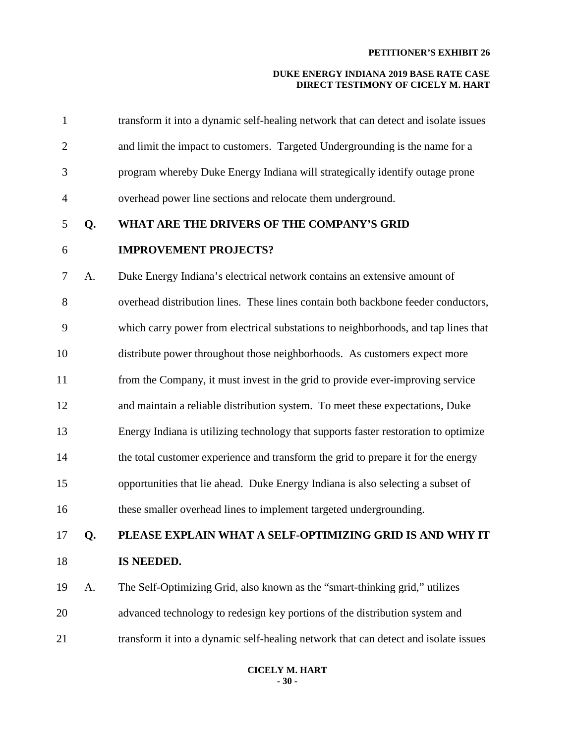transform it into a dynamic self-healing network that can detect and isolate issues and limit the impact to customers. Targeted Undergrounding is the name for a program whereby Duke Energy Indiana will strategically identify outage prone overhead power line sections and relocate them underground.

**Q. WHAT ARE THE DRIVERS OF THE COMPANY'S GRID IMPROVEMENT PROJECTS?**

A. Duke Energy Indiana's electrical network contains an extensive amount of overhead distribution lines. These lines contain both backbone feeder conductors, which carry power from electrical substations to neighborhoods, and tap lines that distribute power throughout those neighborhoods. As customers expect more from the Company, it must invest in the grid to provide ever-improving service and maintain a reliable distribution system. To meet these expectations, Duke Energy Indiana is utilizing technology that supports faster restoration to optimize the total customer experience and transform the grid to prepare it for the energy opportunities that lie ahead. Duke Energy Indiana is also selecting a subset of these smaller overhead lines to implement targeted undergrounding.

**Q. PLEASE EXPLAIN WHAT A SELF-OPTIMIZING GRID IS AND WHY IT IS NEEDED.**

A. The Self-Optimizing Grid, also known as the "smart-thinking grid," utilizes advanced technology to redesign key portions of the distribution system and transform it into a dynamic self-healing network that can detect and isolate issues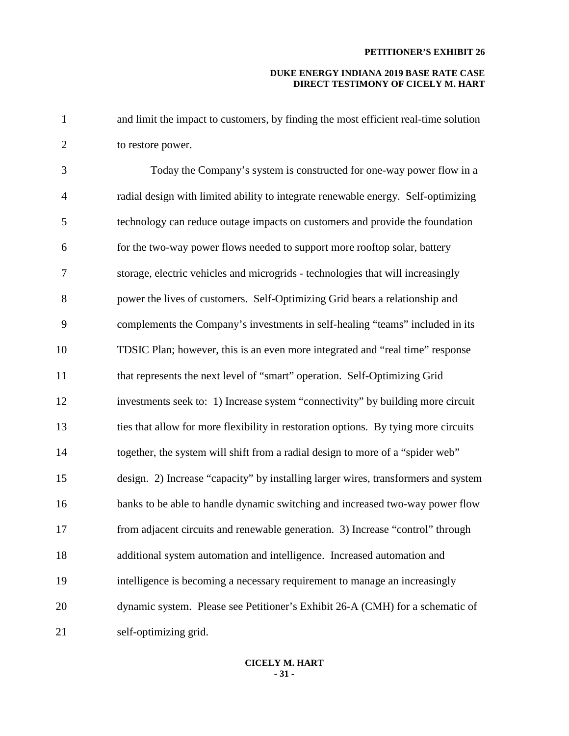and limit the impact to customers, by finding the most efficient real-time solution to restore power.

Today the Company's system is constructed for one-way power flow in a radial design with limited ability to integrate renewable energy. Self-optimizing technology can reduce outage impacts on customers and provide the foundation for the two-way power flows needed to support more rooftop solar, battery storage, electric vehicles and microgrids - technologies that will increasingly power the lives of customers. Self-Optimizing Grid bears a relationship and complements the Company's investments in self-healing "teams" included in its TDSIC Plan; however, this is an even more integrated and "real time" response that represents the next level of "smart" operation. Self-Optimizing Grid investments seek to: 1) Increase system "connectivity" by building more circuit ties that allow for more flexibility in restoration options. By tying more circuits together, the system will shift from a radial design to more of a "spider web" design. 2) Increase "capacity" by installing larger wires, transformers and system banks to be able to handle dynamic switching and increased two-way power flow from adjacent circuits and renewable generation. 3) Increase "control" through additional system automation and intelligence. Increased automation and intelligence is becoming a necessary requirement to manage an increasingly dynamic system. Please see Petitioner's Exhibit 26-A (CMH) for a schematic of self-optimizing grid.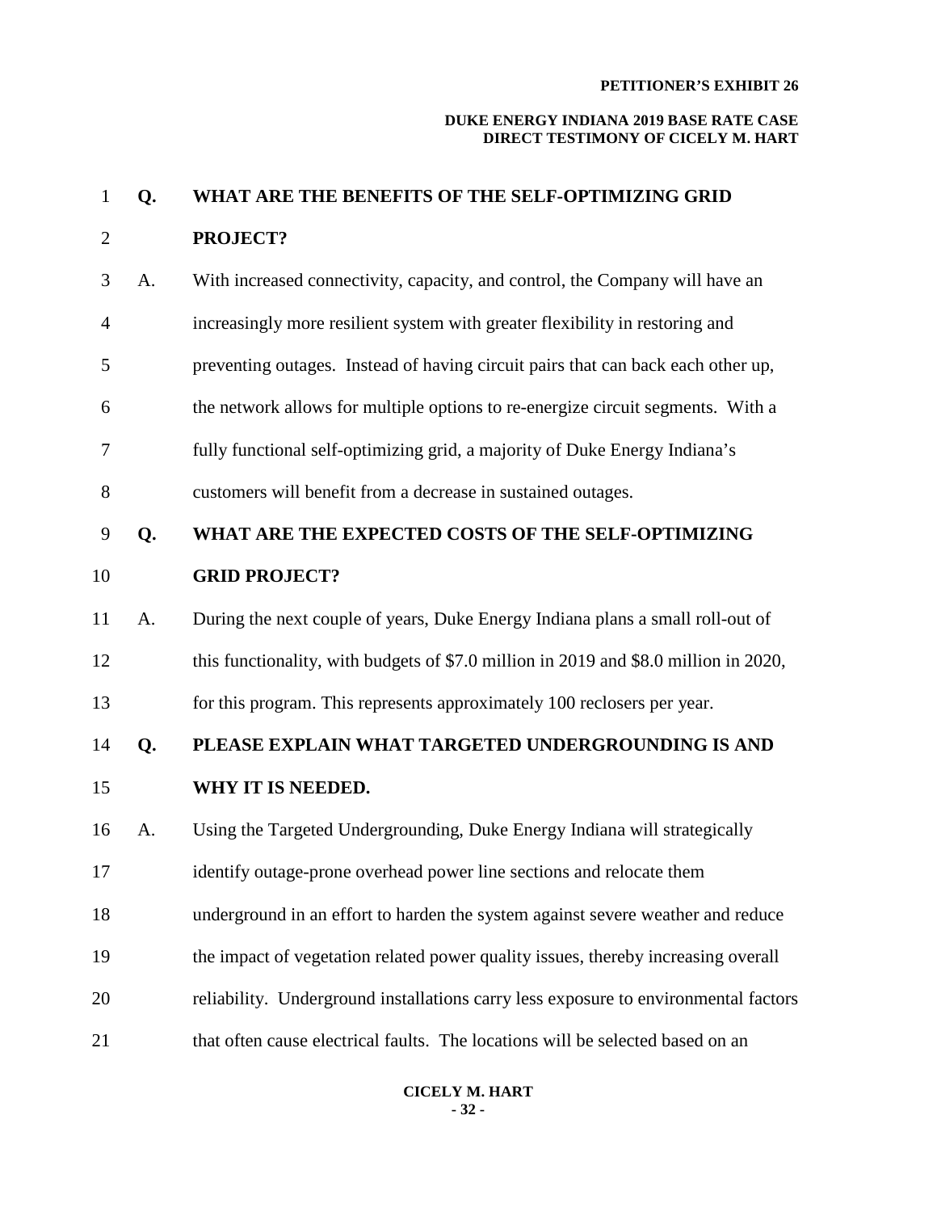**Q. WHAT ARE THE BENEFITS OF THE SELF-OPTIMIZING GRID PROJECT?**

A. With increased connectivity, capacity, and control, the Company will have an increasingly more resilient system with greater flexibility in restoring and preventing outages. Instead of having circuit pairs that can back each other up, the network allows for multiple options to re-energize circuit segments. With a fully functional self-optimizing grid, a majority of Duke Energy Indiana's customers will benefit from a decrease in sustained outages.

**Q. WHAT ARE THE EXPECTED COSTS OF THE SELF-OPTIMIZING GRID PROJECT?**

A. During the next couple of years, Duke Energy Indiana plans a small roll-out of this functionality, with budgets of $7.0 million in 2019 and $8.0 million in 2020, for this program. This represents approximately 100 reclosers per year.

**Q. PLEASE EXPLAIN WHAT TARGETED UNDERGROUNDING IS AND WHY IT IS NEEDED.**

A. Using the Targeted Undergrounding, Duke Energy Indiana will strategically identify outage-prone overhead power line sections and relocate them underground in an effort to harden the system against severe weather and reduce the impact of vegetation related power quality issues, thereby increasing overall reliability. Underground installations carry less exposure to environmental factors that often cause electrical faults. The locations will be selected based on an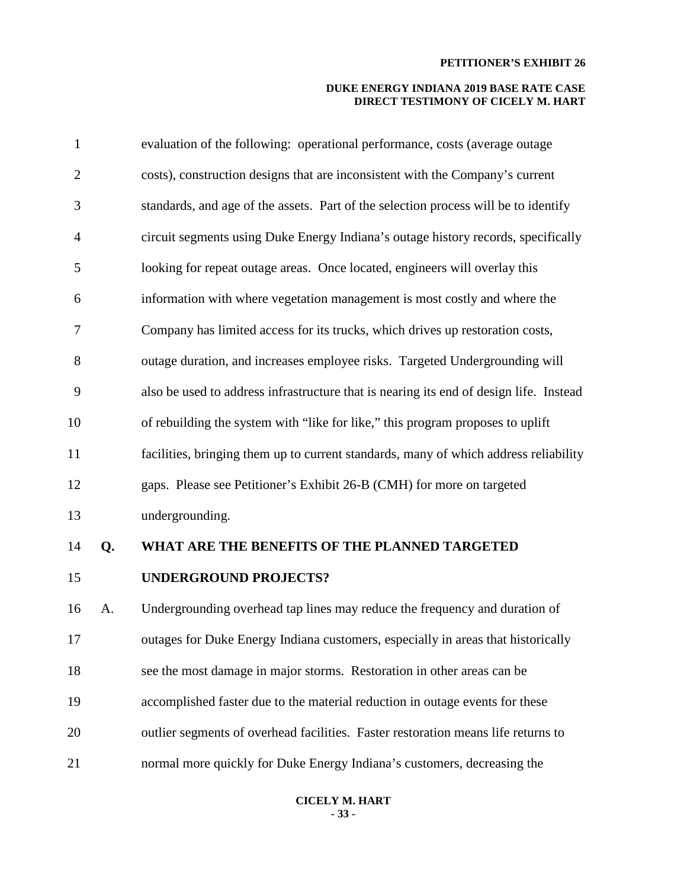evaluation of the following: operational performance, costs (average outage costs), construction designs that are inconsistent with the Company's current standards, and age of the assets. Part of the selection process will be to identify circuit segments using Duke Energy Indiana's outage history records, specifically looking for repeat outage areas. Once located, engineers will overlay this information with where vegetation management is most costly and where the Company has limited access for its trucks, which drives up restoration costs, outage duration, and increases employee risks. Targeted Undergrounding will also be used to address infrastructure that is nearing its end of design life. Instead of rebuilding the system with "like for like," this program proposes to uplift facilities, bringing them up to current standards, many of which address reliability gaps. Please see Petitioner's Exhibit 26-B (CMH) for more on targeted undergrounding.

**Q. WHAT ARE THE BENEFITS OF THE PLANNED TARGETED UNDERGROUND PROJECTS?**

A. Undergrounding overhead tap lines may reduce the frequency and duration of outages for Duke Energy Indiana customers, especially in areas that historically see the most damage in major storms. Restoration in other areas can be accomplished faster due to the material reduction in outage events for these outlier segments of overhead facilities. Faster restoration means life returns to normal more quickly for Duke Energy Indiana's customers, decreasing the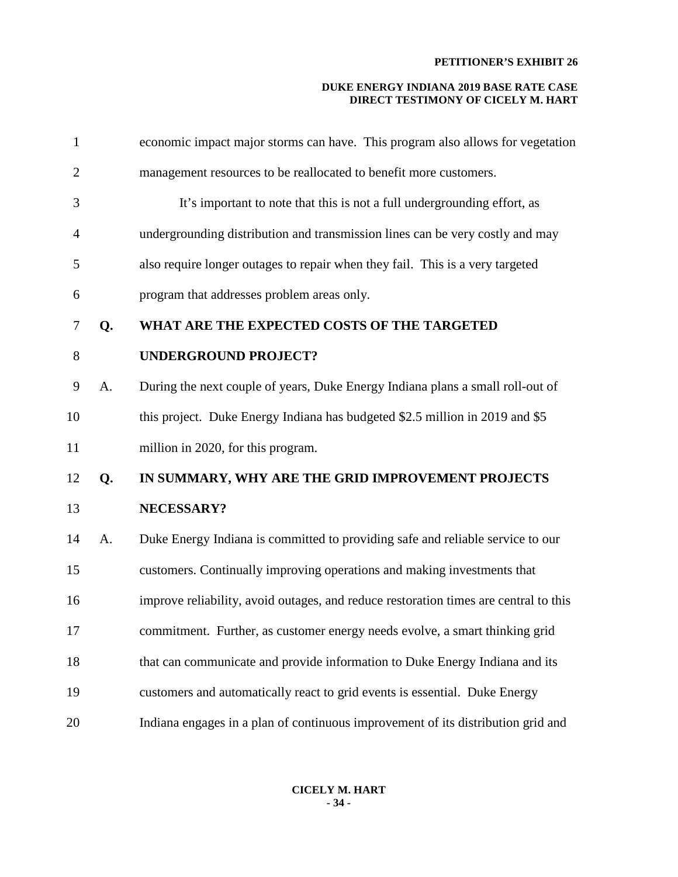economic impact major storms can have. This program also allows for vegetation management resources to be reallocated to benefit more customers.

It's important to note that this is not a full undergrounding effort, as undergrounding distribution and transmission lines can be very costly and may also require longer outages to repair when they fail. This is a very targeted program that addresses problem areas only.

**Q. WHAT ARE THE EXPECTED COSTS OF THE TARGETED UNDERGROUND PROJECT?**

A. During the next couple of years, Duke Energy Indiana plans a small roll-out of this project. Duke Energy Indiana has budgeted $2.5 million in 2019 and $5 million in 2020, for this program.

**Q. IN SUMMARY, WHY ARE THE GRID IMPROVEMENT PROJECTS NECESSARY?**

A. Duke Energy Indiana is committed to providing safe and reliable service to our customers. Continually improving operations and making investments that improve reliability, avoid outages, and reduce restoration times are central to this commitment. Further, as customer energy needs evolve, a smart thinking grid that can communicate and provide information to Duke Energy Indiana and its customers and automatically react to grid events is essential. Duke Energy Indiana engages in a plan of continuous improvement of its distribution grid and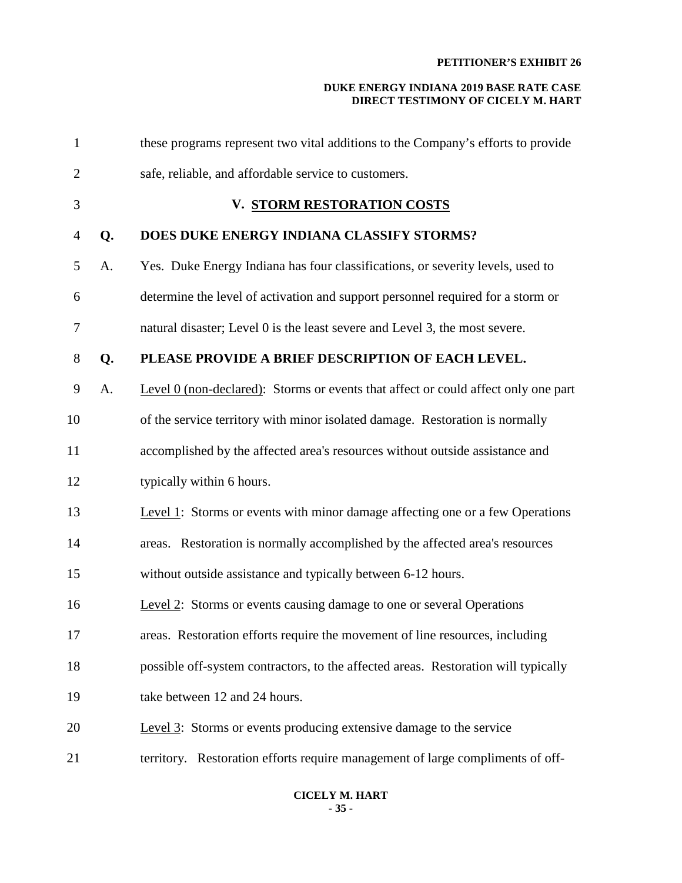these programs represent two vital additions to the Company's efforts to provide safe, reliable, and affordable service to customers.

## V. STORM RESTORATION COSTS

**Q. DOES DUKE ENERGY INDIANA CLASSIFY STORMS?**

A. Yes. Duke Energy Indiana has four classifications, or severity levels, used to determine the level of activation and support personnel required for a storm or natural disaster; Level 0 is the least severe and Level 3, the most severe.

**Q. PLEASE PROVIDE A BRIEF DESCRIPTION OF EACH LEVEL.**

A. Level 0 (non-declared): Storms or events that affect or could affect only one part of the service territory with minor isolated damage. Restoration is normally accomplished by the affected area's resources without outside assistance and typically within 6 hours.

Level 1: Storms or events with minor damage affecting one or a few Operations areas. Restoration is normally accomplished by the affected area's resources without outside assistance and typically between 6-12 hours.

Level 2: Storms or events causing damage to one or several Operations areas. Restoration efforts require the movement of line resources, including possible off-system contractors, to the affected areas. Restoration will typically take between 12 and 24 hours.

Level 3: Storms or events producing extensive damage to the service territory. Restoration efforts require management of large compliments of off-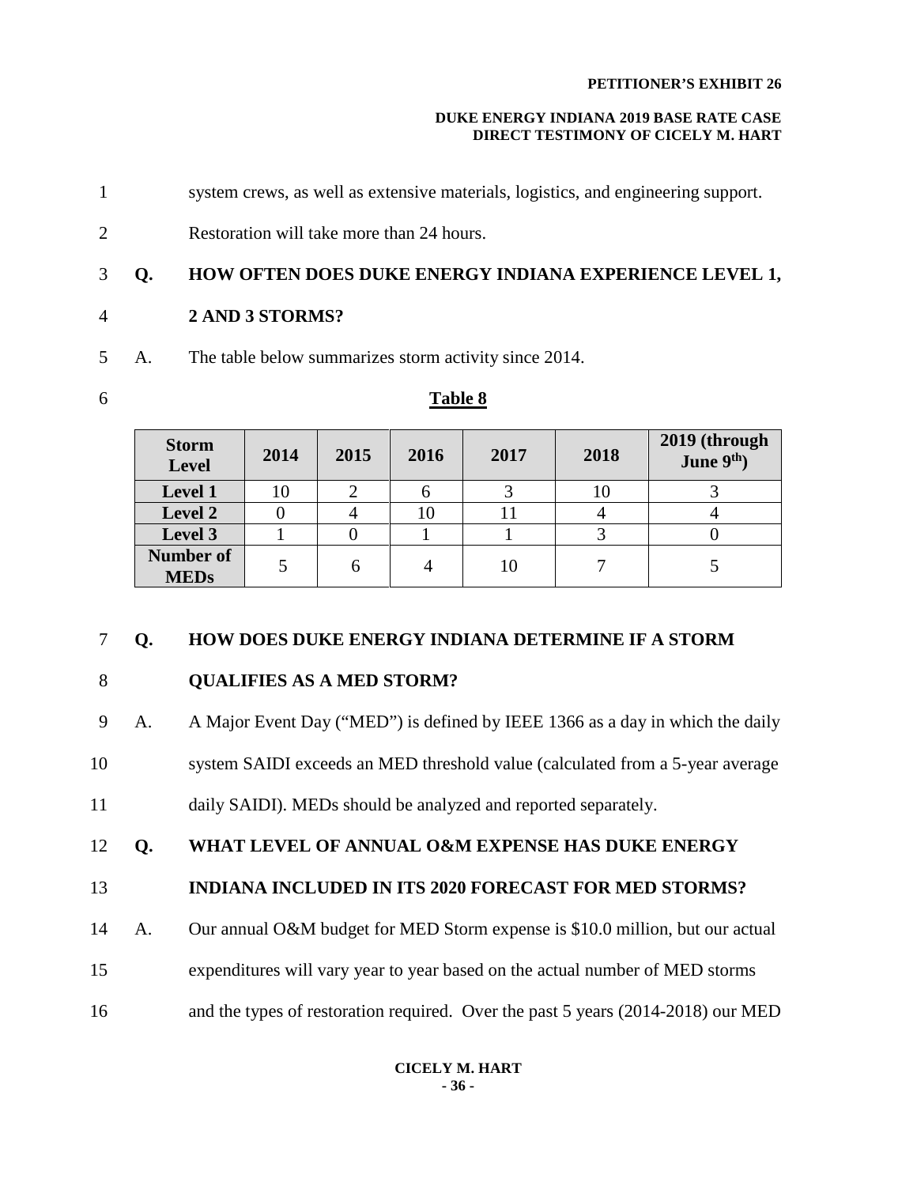system crews, as well as extensive materials, logistics, and engineering support. Restoration will take more than 24 hours.

**Q. HOW OFTEN DOES DUKE ENERGY INDIANA EXPERIENCE LEVEL 1, 2 AND 3 STORMS?**

A. The table below summarizes storm activity since 2014.

**Table 8**

| Storm Level | 2014 | 2015 | 2016 | 2017 | 2018 | 2019 (through June 9th) |
|---|---|---|---|---|---|---|
| Level 1 | 10 | 2 | 6 | 3 | 10 | 3 |
| Level 2 | 0 | 4 | 10 | 11 | 4 | 4 |
| Level 3 | 1 | 0 | 1 | 1 | 3 | 0 |
| Number of MEDs | 5 | 6 | 4 | 10 | 7 | 5 |

**Q. HOW DOES DUKE ENERGY INDIANA DETERMINE IF A STORM QUALIFIES AS A MED STORM?**

A. A Major Event Day ("MED") is defined by IEEE 1366 as a day in which the daily system SAIDI exceeds an MED threshold value (calculated from a 5-year average daily SAIDI). MEDs should be analyzed and reported separately.

**Q. WHAT LEVEL OF ANNUAL O&M EXPENSE HAS DUKE ENERGY INDIANA INCLUDED IN ITS 2020 FORECAST FOR MED STORMS?**

A. Our annual O&M budget for MED Storm expense is $10.0 million, but our actual expenditures will vary year to year based on the actual number of MED storms and the types of restoration required. Over the past 5 years (2014-2018) our MED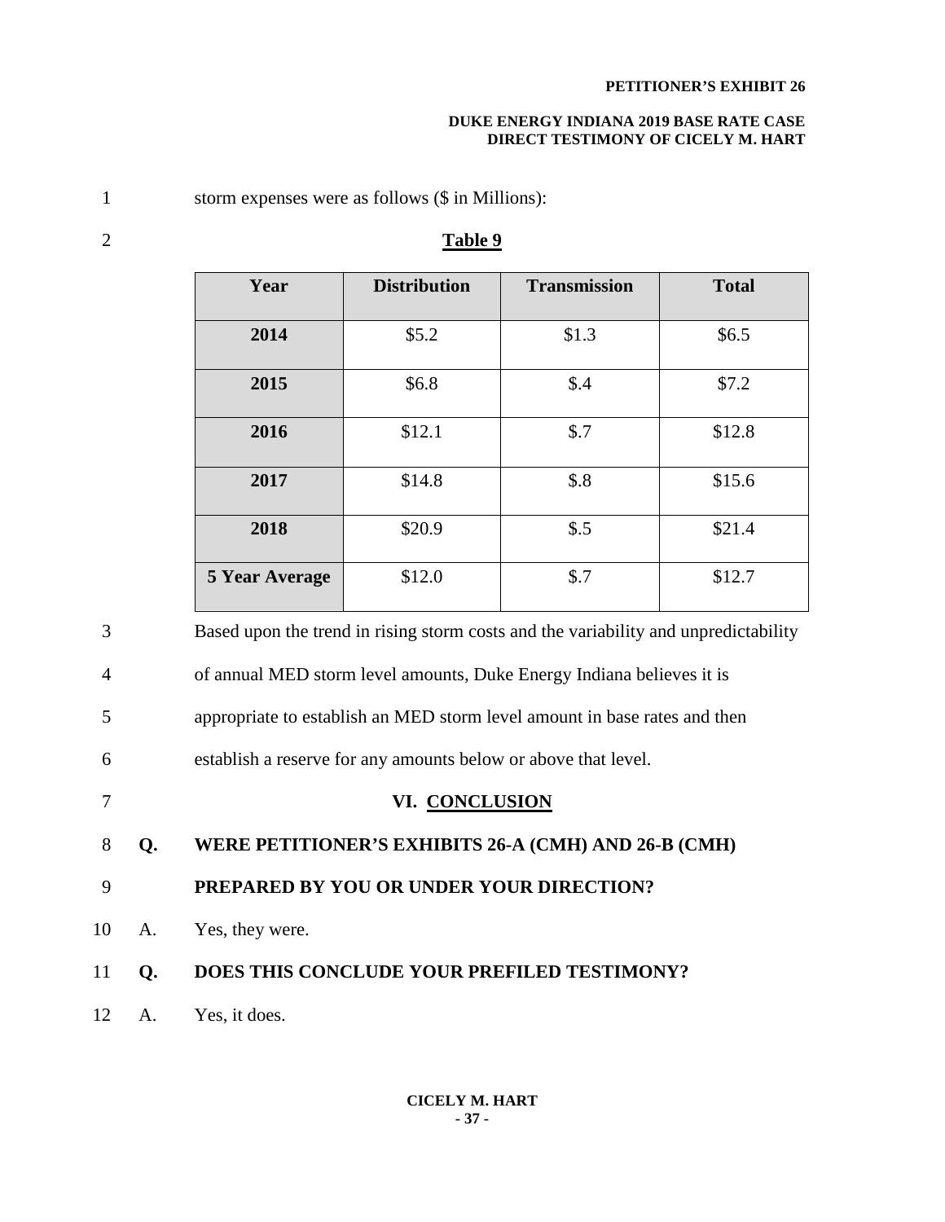storm expenses were as follows ($ in Millions):

**Table 9**

| Year | Distribution | Transmission | Total |
|---|---|---|---|
| **2014** | $5.2 | $1.3 | $6.5 |
| **2015** | $6.8 | $.4 | $7.2 |
| **2016** | $12.1 | $.7 | $12.8 |
| **2017** | $14.8 | $.8 | $15.6 |
| **2018** | $20.9 | $.5 | $21.4 |
| **5 Year Average** | $12.0 | $.7 | $12.7 |

Based upon the trend in rising storm costs and the variability and unpredictability of annual MED storm level amounts, Duke Energy Indiana believes it is appropriate to establish an MED storm level amount in base rates and then establish a reserve for any amounts below or above that level.

## VI. CONCLUSION

**Q. WERE PETITIONER'S EXHIBITS 26-A (CMH) AND 26-B (CMH) PREPARED BY YOU OR UNDER YOUR DIRECTION?**

A. Yes, they were.

**Q. DOES THIS CONCLUDE YOUR PREFILED TESTIMONY?**

A. Yes, it does.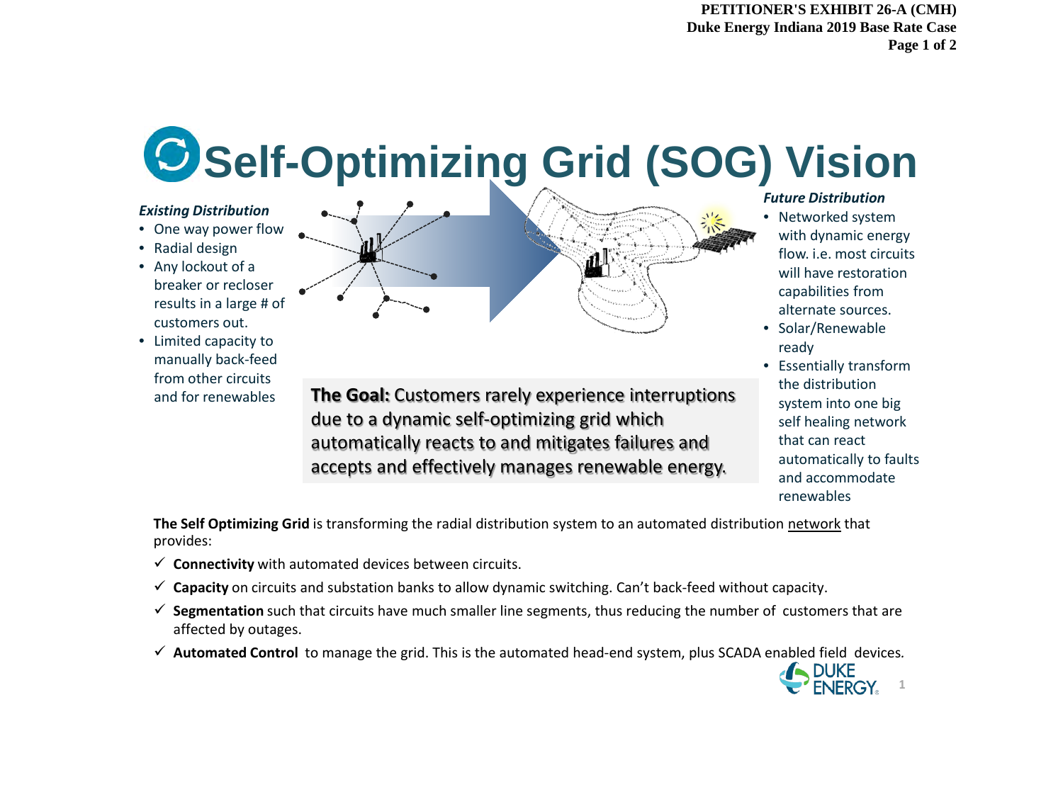# Self-Optimizing Grid (SOG) Vision

***Existing Distribution***

- One way power flow
- Radial design
- Any lockout of a breaker or recloser results in a large # of customers out.
- Limited capacity to manually back-feed from other circuits and for renewables

***Future Distribution***

- Networked system with dynamic energy flow. i.e. most circuits will have restoration capabilities from alternate sources.
- Solar/Renewable ready
- Essentially transform the distribution system into one big self healing network that can react automatically to faults and accommodate renewables

**The Goal:** Customers rarely experience interruptions due to a dynamic self-optimizing grid which automatically reacts to and mitigates failures and accepts and effectively manages renewable energy.

**The Self Optimizing Grid** is transforming the radial distribution system to an automated distribution network that provides:

- ✓ **Connectivity** with automated devices between circuits.
- ✓ **Capacity** on circuits and substation banks to allow dynamic switching. Can't back-feed without capacity.
- ✓ **Segmentation** such that circuits have much smaller line segments, thus reducing the number of customers that are affected by outages.
- ✓ **Automated Control** to manage the grid. This is the automated head-end system, plus SCADA enabled field devices.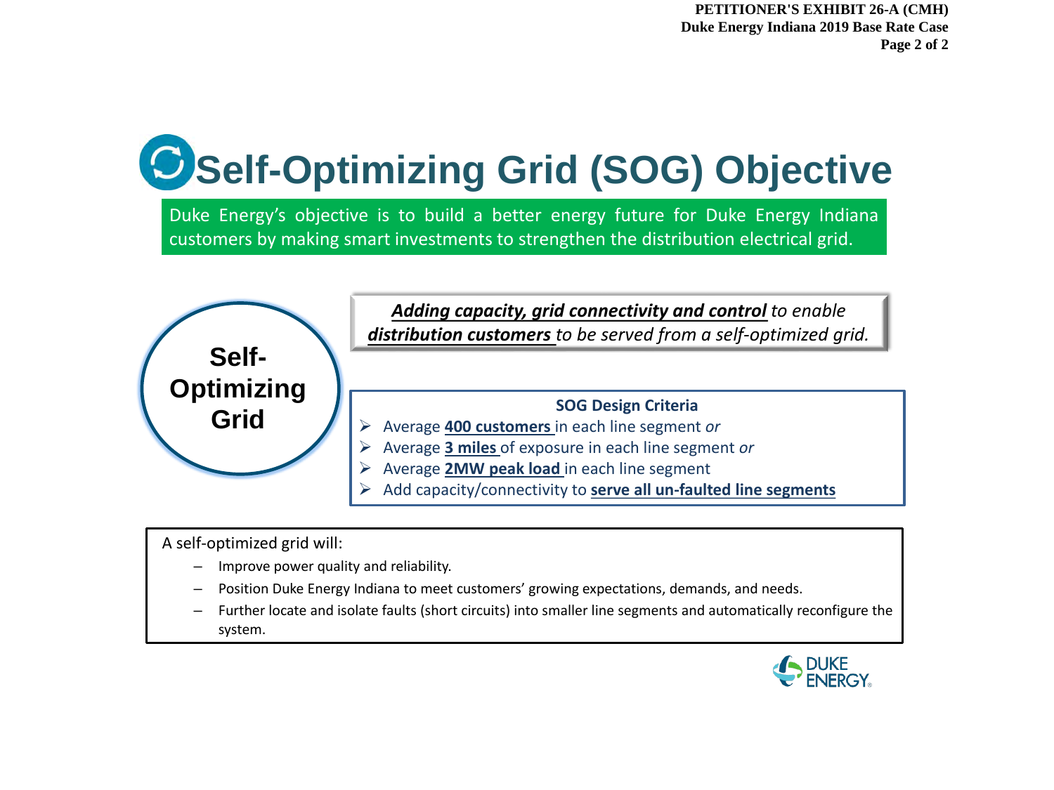# Self-Optimizing Grid (SOG) Objective

Duke Energy's objective is to build a better energy future for Duke Energy Indiana customers by making smart investments to strengthen the distribution electrical grid.

**Self-Optimizing Grid**

***Adding capacity, grid connectivity and control*** *to enable* ***distribution customers*** *to be served from a self-optimized grid.*

**SOG Design Criteria**

- Average **400 customers** in each line segment *or*
- Average **3 miles** of exposure in each line segment *or*
- Average **2MW peak load** in each line segment
- Add capacity/connectivity to **serve all un-faulted line segments**

A self-optimized grid will:

- Improve power quality and reliability.
- Position Duke Energy Indiana to meet customers' growing expectations, demands, and needs.
- Further locate and isolate faults (short circuits) into smaller line segments and automatically reconfigure the system.

DUKE ENERGY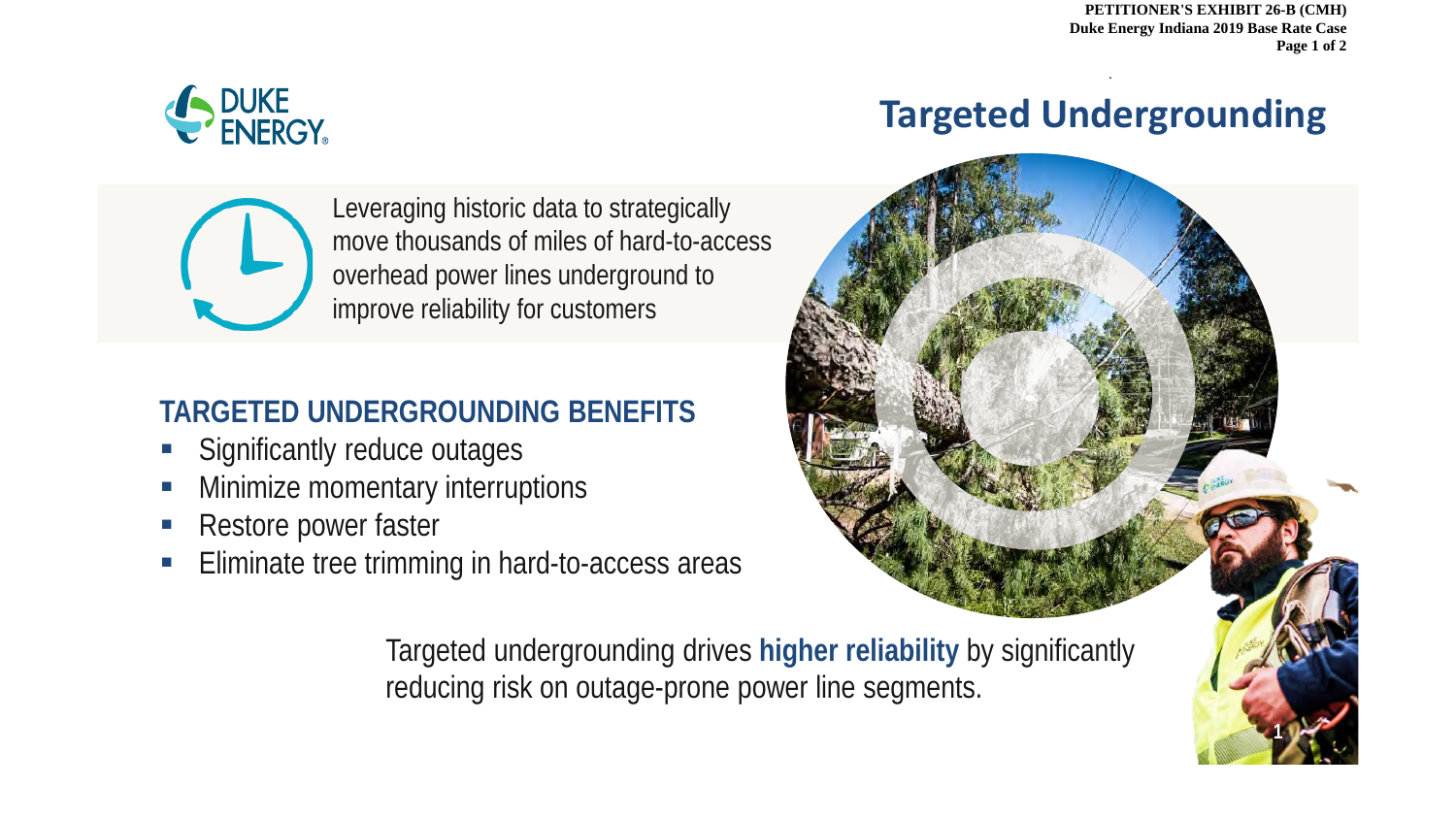# Targeted Undergrounding

Leveraging historic data to strategically move thousands of miles of hard-to-access overhead power lines underground to improve reliability for customers

## TARGETED UNDERGROUNDING BENEFITS

- Significantly reduce outages
- Minimize momentary interruptions
- Restore power faster
- Eliminate tree trimming in hard-to-access areas

Targeted undergrounding drives **higher reliability** by significantly reducing risk on outage-prone power line segments.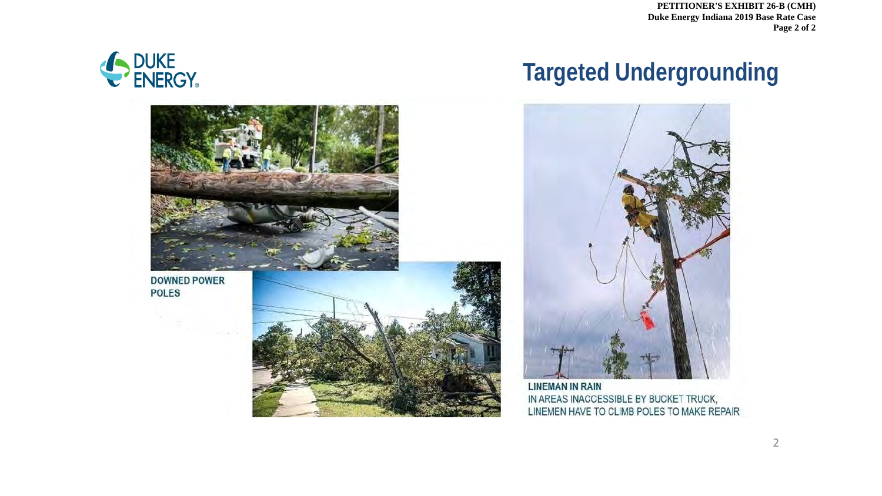# Targeted Undergrounding

DOWNED POWER POLES

LINEMAN IN RAIN
IN AREAS INACCESSIBLE BY BUCKET TRUCK, LINEMEN HAVE TO CLIMB POLES TO MAKE REPAIR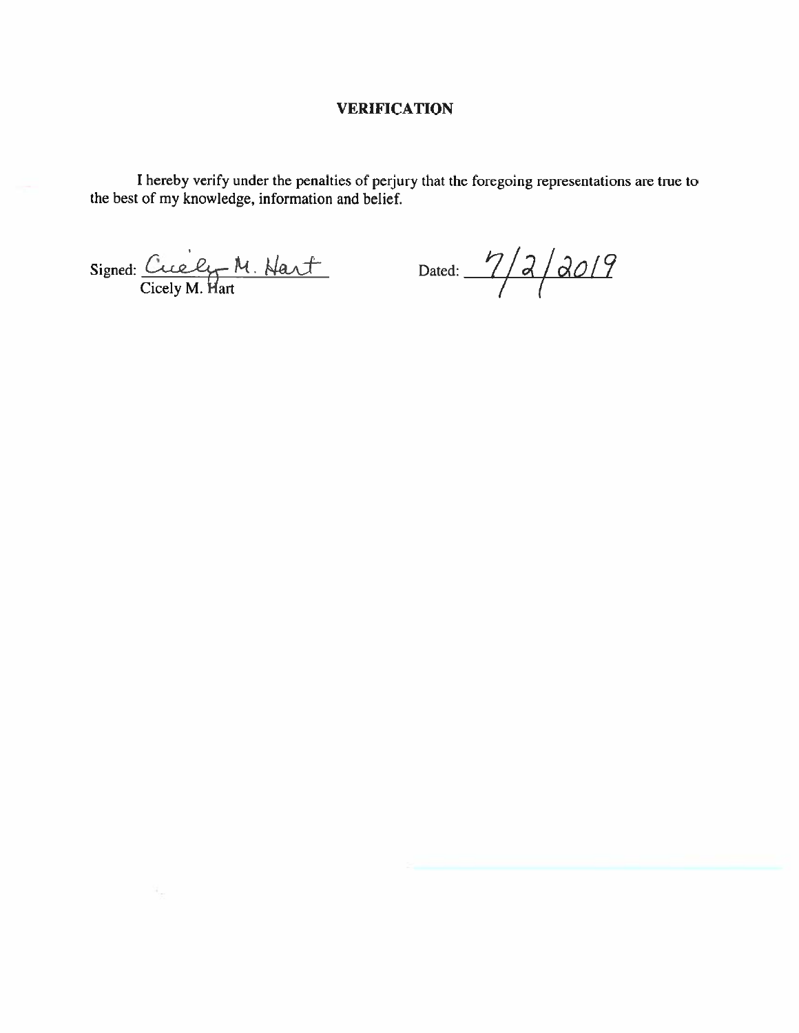## VERIFICATION

I hereby verify under the penalties of perjury that the foregoing representations are true to the best of my knowledge, information and belief.

Signed: Cicely M. Hart
Cicely M. Hart

Dated: 7/2/2019